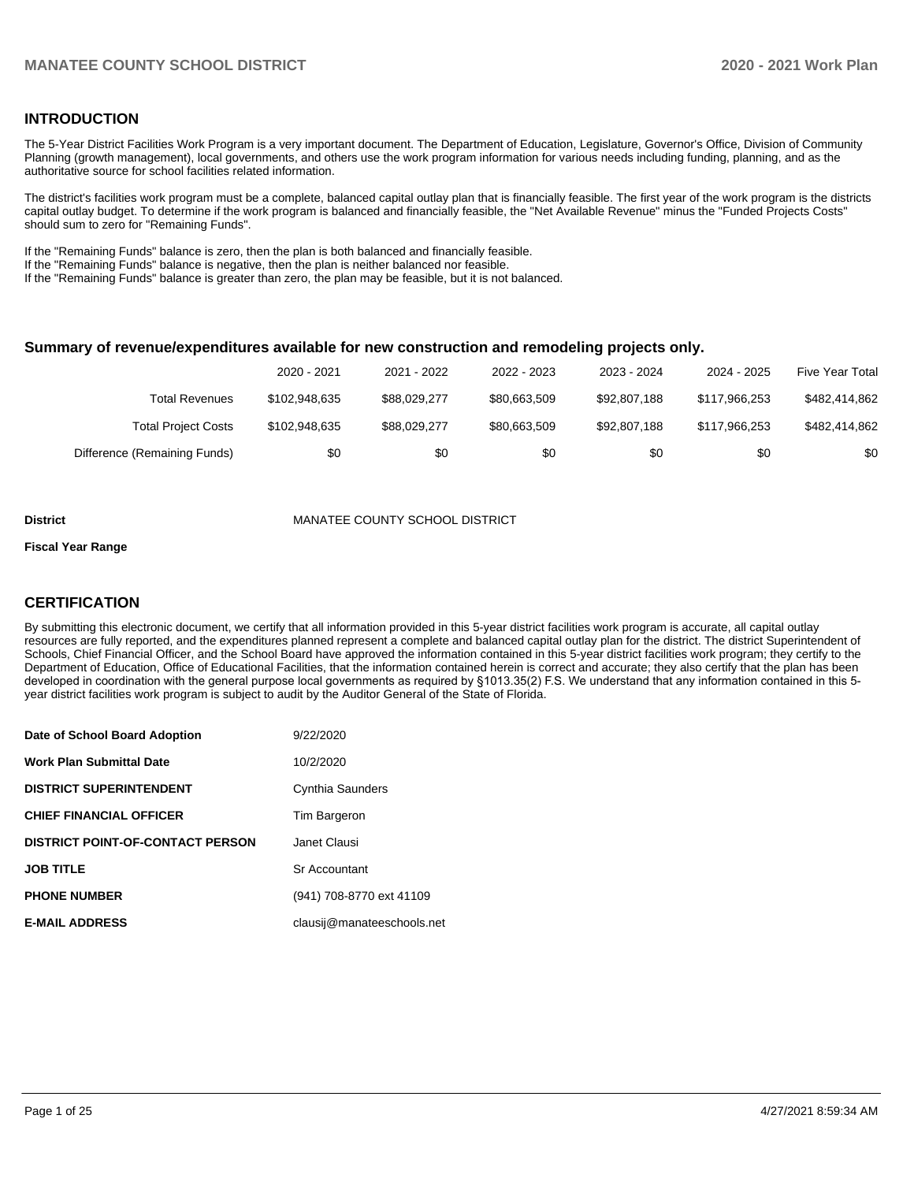## INTRODUCTION

The 5-Year District Facilities Work Program is a very important document. The Department of Education, Legislature, Governor's Office, Division of Community Planning (growth management), local governments, and others use the work program information for various needs including funding, planning, and as the authoritative source for school facilities related information.

The district's facilities work program must be a complete, balanced capital outlay plan that is financially feasible. The first year of the work program is the districts capital outlay budget. To determine if the work program is balanced and financially feasible, the "Net Available Revenue" minus the "Funded Projects Costs" should sum to zero for "Remaining Funds".

If the "Remaining Funds" balance is zero, then the plan is both balanced and financially feasible.
If the "Remaining Funds" balance is negative, then the plan is neither balanced nor feasible.
If the "Remaining Funds" balance is greater than zero, the plan may be feasible, but it is not balanced.

### Summary of revenue/expenditures available for new construction and remodeling projects only.

| | 2020 - 2021 | 2021 - 2022 | 2022 - 2023 | 2023 - 2024 | 2024 - 2025 | Five Year Total |
|---|---|---|---|---|---|---|
| Total Revenues | $102,948,635 | $88,029,277 | $80,663,509 | $92,807,188 | $117,966,253 | $482,414,862 |
| Total Project Costs | $102,948,635 | $88,029,277 | $80,663,509 | $92,807,188 | $117,966,253 | $482,414,862 |
| Difference (Remaining Funds) | $0 | $0 | $0 | $0 | $0 | $0 |

**District** MANATEE COUNTY SCHOOL DISTRICT

**Fiscal Year Range**

## CERTIFICATION

By submitting this electronic document, we certify that all information provided in this 5-year district facilities work program is accurate, all capital outlay resources are fully reported, and the expenditures planned represent a complete and balanced capital outlay plan for the district. The district Superintendent of Schools, Chief Financial Officer, and the School Board have approved the information contained in this 5-year district facilities work program; they certify to the Department of Education, Office of Educational Facilities, that the information contained herein is correct and accurate; they also certify that the plan has been developed in coordination with the general purpose local governments as required by §1013.35(2) F.S. We understand that any information contained in this 5-year district facilities work program is subject to audit by the Auditor General of the State of Florida.

| | |
|---|---|
| **Date of School Board Adoption** | 9/22/2020 |
| **Work Plan Submittal Date** | 10/2/2020 |
| **DISTRICT SUPERINTENDENT** | Cynthia Saunders |
| **CHIEF FINANCIAL OFFICER** | Tim Bargeron |
| **DISTRICT POINT-OF-CONTACT PERSON** | Janet Clausi |
| **JOB TITLE** | Sr Accountant |
| **PHONE NUMBER** | (941) 708-8770 ext 41109 |
| **E-MAIL ADDRESS** | clausij@manateeschools.net |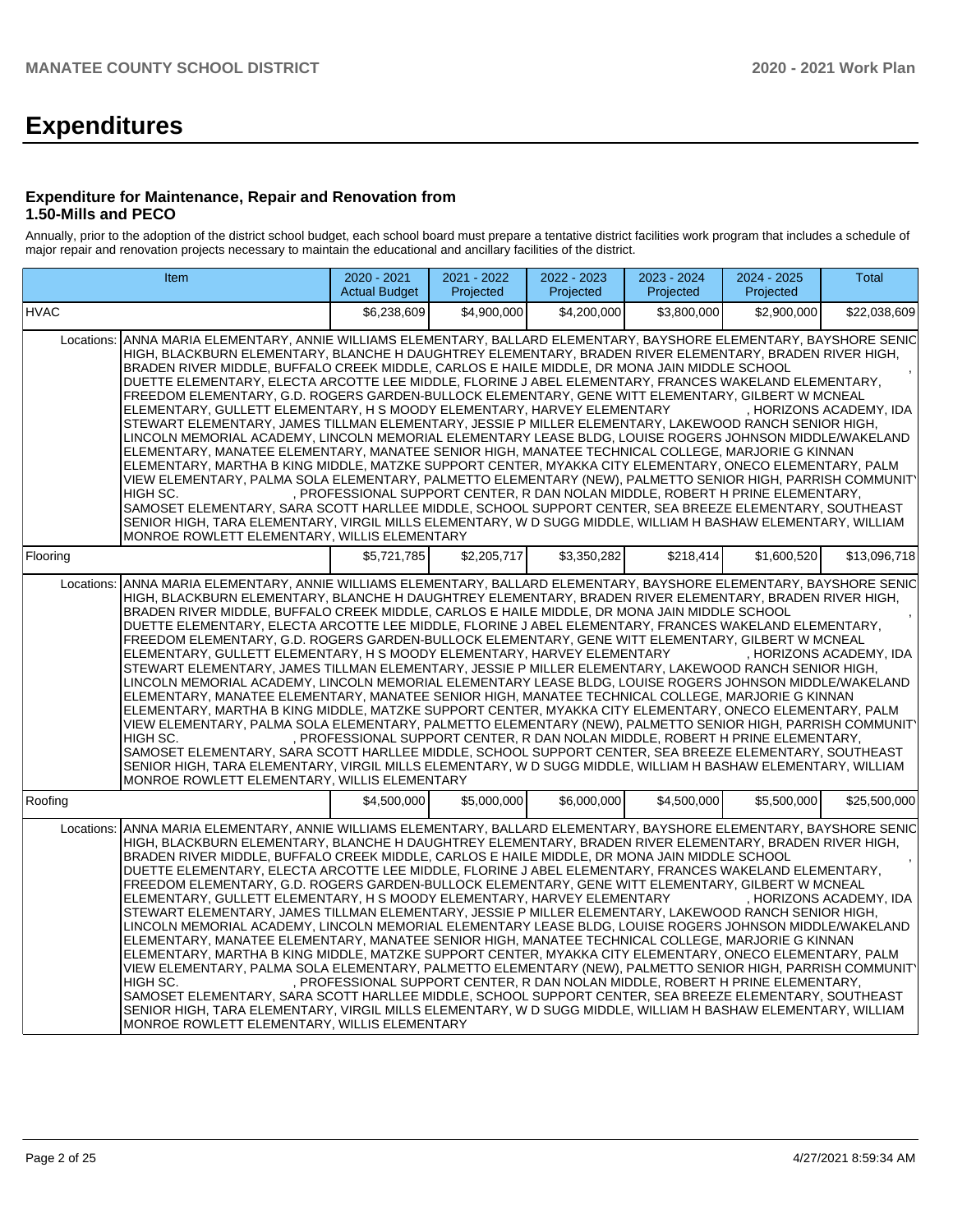# Expenditures

### Expenditure for Maintenance, Repair and Renovation from 1.50-Mills and PECO

Annually, prior to the adoption of the district school budget, each school board must prepare a tentative district facilities work program that includes a schedule of major repair and renovation projects necessary to maintain the educational and ancillary facilities of the district.

| Item | | 2020 - 2021 Actual Budget | 2021 - 2022 Projected | 2022 - 2023 Projected | 2023 - 2024 Projected | 2024 - 2025 Projected | Total |
|---|---|---|---|---|---|---|---|
| HVAC | | $6,238,609 | $4,900,000 | $4,200,000 | $3,800,000 | $2,900,000 | $22,038,609 |
| Locations: | ANNA MARIA ELEMENTARY, ANNIE WILLIAMS ELEMENTARY, BALLARD ELEMENTARY, BAYSHORE ELEMENTARY, BAYSHORE SENIOR HIGH, BLACKBURN ELEMENTARY, BLANCHE H DAUGHTREY ELEMENTARY, BRADEN RIVER ELEMENTARY, BRADEN RIVER HIGH, BRADEN RIVER MIDDLE, BUFFALO CREEK MIDDLE, CARLOS E HAILE MIDDLE, DR MONA JAIN MIDDLE SCHOOL , DUETTE ELEMENTARY, ELECTA ARCOTTE LEE MIDDLE, FLORINE J ABEL ELEMENTARY, FRANCES WAKELAND ELEMENTARY, FREEDOM ELEMENTARY, G.D. ROGERS GARDEN-BULLOCK ELEMENTARY, GENE WITT ELEMENTARY, GILBERT W MCNEAL ELEMENTARY, GULLETT ELEMENTARY, H S MOODY ELEMENTARY, HARVEY ELEMENTARY , HORIZONS ACADEMY, IDA STEWART ELEMENTARY, JAMES TILLMAN ELEMENTARY, JESSIE P MILLER ELEMENTARY, LAKEWOOD RANCH SENIOR HIGH, LINCOLN MEMORIAL ACADEMY, LINCOLN MEMORIAL ELEMENTARY LEASE BLDG, LOUISE ROGERS JOHNSON MIDDLE/WAKELAND ELEMENTARY, MANATEE ELEMENTARY, MANATEE SENIOR HIGH, MANATEE TECHNICAL COLLEGE, MARJORIE G KINNAN ELEMENTARY, MARTHA B KING MIDDLE, MATZKE SUPPORT CENTER, MYAKKA CITY ELEMENTARY, ONECO ELEMENTARY, PALM VIEW ELEMENTARY, PALMA SOLA ELEMENTARY, PALMETTO ELEMENTARY (NEW), PALMETTO SENIOR HIGH, PARRISH COMMUNITY HIGH SC. , PROFESSIONAL SUPPORT CENTER, R DAN NOLAN MIDDLE, ROBERT H PRINE ELEMENTARY, SAMOSET ELEMENTARY, SARA SCOTT HARLLEE MIDDLE, SCHOOL SUPPORT CENTER, SEA BREEZE ELEMENTARY, SOUTHEAST SENIOR HIGH, TARA ELEMENTARY, VIRGIL MILLS ELEMENTARY, W D SUGG MIDDLE, WILLIAM H BASHAW ELEMENTARY, WILLIAM MONROE ROWLETT ELEMENTARY, WILLIS ELEMENTARY | | | | | | |
| Flooring | | $5,721,785 | $2,205,717 | $3,350,282 | $218,414 | $1,600,520 | $13,096,718 |
| Locations: | ANNA MARIA ELEMENTARY, ANNIE WILLIAMS ELEMENTARY, BALLARD ELEMENTARY, BAYSHORE ELEMENTARY, BAYSHORE SENIOR HIGH, BLACKBURN ELEMENTARY, BLANCHE H DAUGHTREY ELEMENTARY, BRADEN RIVER ELEMENTARY, BRADEN RIVER HIGH, BRADEN RIVER MIDDLE, BUFFALO CREEK MIDDLE, CARLOS E HAILE MIDDLE, DR MONA JAIN MIDDLE SCHOOL , DUETTE ELEMENTARY, ELECTA ARCOTTE LEE MIDDLE, FLORINE J ABEL ELEMENTARY, FRANCES WAKELAND ELEMENTARY, FREEDOM ELEMENTARY, G.D. ROGERS GARDEN-BULLOCK ELEMENTARY, GENE WITT ELEMENTARY, GILBERT W MCNEAL ELEMENTARY, GULLETT ELEMENTARY, H S MOODY ELEMENTARY, HARVEY ELEMENTARY , HORIZONS ACADEMY, IDA STEWART ELEMENTARY, JAMES TILLMAN ELEMENTARY, JESSIE P MILLER ELEMENTARY, LAKEWOOD RANCH SENIOR HIGH, LINCOLN MEMORIAL ACADEMY, LINCOLN MEMORIAL ELEMENTARY LEASE BLDG, LOUISE ROGERS JOHNSON MIDDLE/WAKELAND ELEMENTARY, MANATEE ELEMENTARY, MANATEE SENIOR HIGH, MANATEE TECHNICAL COLLEGE, MARJORIE G KINNAN ELEMENTARY, MARTHA B KING MIDDLE, MATZKE SUPPORT CENTER, MYAKKA CITY ELEMENTARY, ONECO ELEMENTARY, PALM VIEW ELEMENTARY, PALMA SOLA ELEMENTARY, PALMETTO ELEMENTARY (NEW), PALMETTO SENIOR HIGH, PARRISH COMMUNITY HIGH SC. , PROFESSIONAL SUPPORT CENTER, R DAN NOLAN MIDDLE, ROBERT H PRINE ELEMENTARY, SAMOSET ELEMENTARY, SARA SCOTT HARLLEE MIDDLE, SCHOOL SUPPORT CENTER, SEA BREEZE ELEMENTARY, SOUTHEAST SENIOR HIGH, TARA ELEMENTARY, VIRGIL MILLS ELEMENTARY, W D SUGG MIDDLE, WILLIAM H BASHAW ELEMENTARY, WILLIAM MONROE ROWLETT ELEMENTARY, WILLIS ELEMENTARY | | | | | | |
| Roofing | | $4,500,000 | $5,000,000 | $6,000,000 | $4,500,000 | $5,500,000 | $25,500,000 |
| Locations: | ANNA MARIA ELEMENTARY, ANNIE WILLIAMS ELEMENTARY, BALLARD ELEMENTARY, BAYSHORE ELEMENTARY, BAYSHORE SENIOR HIGH, BLACKBURN ELEMENTARY, BLANCHE H DAUGHTREY ELEMENTARY, BRADEN RIVER ELEMENTARY, BRADEN RIVER HIGH, BRADEN RIVER MIDDLE, BUFFALO CREEK MIDDLE, CARLOS E HAILE MIDDLE, DR MONA JAIN MIDDLE SCHOOL , DUETTE ELEMENTARY, ELECTA ARCOTTE LEE MIDDLE, FLORINE J ABEL ELEMENTARY, FRANCES WAKELAND ELEMENTARY, FREEDOM ELEMENTARY, G.D. ROGERS GARDEN-BULLOCK ELEMENTARY, GENE WITT ELEMENTARY, GILBERT W MCNEAL ELEMENTARY, GULLETT ELEMENTARY, H S MOODY ELEMENTARY, HARVEY ELEMENTARY , HORIZONS ACADEMY, IDA STEWART ELEMENTARY, JAMES TILLMAN ELEMENTARY, JESSIE P MILLER ELEMENTARY, LAKEWOOD RANCH SENIOR HIGH, LINCOLN MEMORIAL ACADEMY, LINCOLN MEMORIAL ELEMENTARY LEASE BLDG, LOUISE ROGERS JOHNSON MIDDLE/WAKELAND ELEMENTARY, MANATEE ELEMENTARY, MANATEE SENIOR HIGH, MANATEE TECHNICAL COLLEGE, MARJORIE G KINNAN ELEMENTARY, MARTHA B KING MIDDLE, MATZKE SUPPORT CENTER, MYAKKA CITY ELEMENTARY, ONECO ELEMENTARY, PALM VIEW ELEMENTARY, PALMA SOLA ELEMENTARY, PALMETTO ELEMENTARY (NEW), PALMETTO SENIOR HIGH, PARRISH COMMUNITY HIGH SC. , PROFESSIONAL SUPPORT CENTER, R DAN NOLAN MIDDLE, ROBERT H PRINE ELEMENTARY, SAMOSET ELEMENTARY, SARA SCOTT HARLLEE MIDDLE, SCHOOL SUPPORT CENTER, SEA BREEZE ELEMENTARY, SOUTHEAST SENIOR HIGH, TARA ELEMENTARY, VIRGIL MILLS ELEMENTARY, W D SUGG MIDDLE, WILLIAM H BASHAW ELEMENTARY, WILLIAM MONROE ROWLETT ELEMENTARY, WILLIS ELEMENTARY | | | | | | |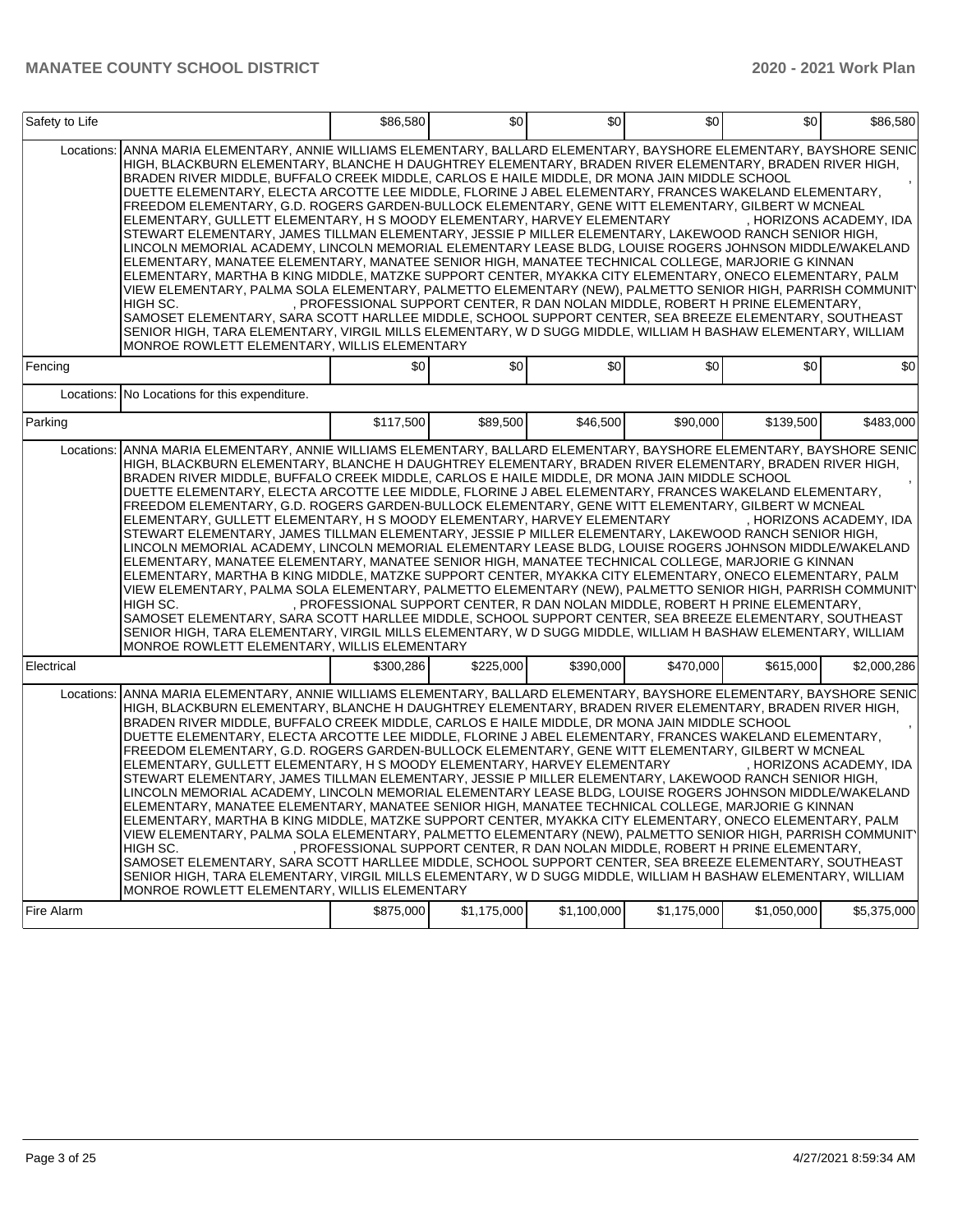| | | | | | | |
|---|---|---|---|---|---|---|
| Safety to Life | | $86,580 | $0 | $0 | $0 | $0 | $86,580 |
| Locations: | ANNA MARIA ELEMENTARY, ANNIE WILLIAMS ELEMENTARY, BALLARD ELEMENTARY, BAYSHORE ELEMENTARY, BAYSHORE SENIOR HIGH, BLACKBURN ELEMENTARY, BLANCHE H DAUGHTREY ELEMENTARY, BRADEN RIVER ELEMENTARY, BRADEN RIVER HIGH, BRADEN RIVER MIDDLE, BUFFALO CREEK MIDDLE, CARLOS E HAILE MIDDLE, DR MONA JAIN MIDDLE SCHOOL , DUETTE ELEMENTARY, ELECTA ARCOTTE LEE MIDDLE, FLORINE J ABEL ELEMENTARY, FRANCES WAKELAND ELEMENTARY, FREEDOM ELEMENTARY, G.D. ROGERS GARDEN-BULLOCK ELEMENTARY, GENE WITT ELEMENTARY, GILBERT W MCNEAL ELEMENTARY, GULLETT ELEMENTARY, H S MOODY ELEMENTARY, HARVEY ELEMENTARY , HORIZONS ACADEMY, IDA STEWART ELEMENTARY, JAMES TILLMAN ELEMENTARY, JESSIE P MILLER ELEMENTARY, LAKEWOOD RANCH SENIOR HIGH, LINCOLN MEMORIAL ACADEMY, LINCOLN MEMORIAL ELEMENTARY LEASE BLDG, LOUISE ROGERS JOHNSON MIDDLE/WAKELAND ELEMENTARY, MANATEE ELEMENTARY, MANATEE SENIOR HIGH, MANATEE TECHNICAL COLLEGE, MARJORIE G KINNAN ELEMENTARY, MARTHA B KING MIDDLE, MATZKE SUPPORT CENTER, MYAKKA CITY ELEMENTARY, ONECO ELEMENTARY, PALM VIEW ELEMENTARY, PALMA SOLA ELEMENTARY, PALMETTO ELEMENTARY (NEW), PALMETTO SENIOR HIGH, PARRISH COMMUNITY HIGH SC. , PROFESSIONAL SUPPORT CENTER, R DAN NOLAN MIDDLE, ROBERT H PRINE ELEMENTARY, SAMOSET ELEMENTARY, SARA SCOTT HARLLEE MIDDLE, SCHOOL SUPPORT CENTER, SEA BREEZE ELEMENTARY, SOUTHEAST SENIOR HIGH, TARA ELEMENTARY, VIRGIL MILLS ELEMENTARY, W D SUGG MIDDLE, WILLIAM H BASHAW ELEMENTARY, WILLIAM MONROE ROWLETT ELEMENTARY, WILLIS ELEMENTARY | | | | | | |
| Fencing | | $0 | $0 | $0 | $0 | $0 | $0 |
| Locations: | No Locations for this expenditure. | | | | | | |
| Parking | | $117,500 | $89,500 | $46,500 | $90,000 | $139,500 | $483,000 |
| Locations: | ANNA MARIA ELEMENTARY, ANNIE WILLIAMS ELEMENTARY, BALLARD ELEMENTARY, BAYSHORE ELEMENTARY, BAYSHORE SENIOR HIGH, BLACKBURN ELEMENTARY, BLANCHE H DAUGHTREY ELEMENTARY, BRADEN RIVER ELEMENTARY, BRADEN RIVER HIGH, BRADEN RIVER MIDDLE, BUFFALO CREEK MIDDLE, CARLOS E HAILE MIDDLE, DR MONA JAIN MIDDLE SCHOOL , DUETTE ELEMENTARY, ELECTA ARCOTTE LEE MIDDLE, FLORINE J ABEL ELEMENTARY, FRANCES WAKELAND ELEMENTARY, FREEDOM ELEMENTARY, G.D. ROGERS GARDEN-BULLOCK ELEMENTARY, GENE WITT ELEMENTARY, GILBERT W MCNEAL ELEMENTARY, GULLETT ELEMENTARY, H S MOODY ELEMENTARY, HARVEY ELEMENTARY , HORIZONS ACADEMY, IDA STEWART ELEMENTARY, JAMES TILLMAN ELEMENTARY, JESSIE P MILLER ELEMENTARY, LAKEWOOD RANCH SENIOR HIGH, LINCOLN MEMORIAL ACADEMY, LINCOLN MEMORIAL ELEMENTARY LEASE BLDG, LOUISE ROGERS JOHNSON MIDDLE/WAKELAND ELEMENTARY, MANATEE ELEMENTARY, MANATEE SENIOR HIGH, MANATEE TECHNICAL COLLEGE, MARJORIE G KINNAN ELEMENTARY, MARTHA B KING MIDDLE, MATZKE SUPPORT CENTER, MYAKKA CITY ELEMENTARY, ONECO ELEMENTARY, PALM VIEW ELEMENTARY, PALMA SOLA ELEMENTARY, PALMETTO ELEMENTARY (NEW), PALMETTO SENIOR HIGH, PARRISH COMMUNITY HIGH SC. , PROFESSIONAL SUPPORT CENTER, R DAN NOLAN MIDDLE, ROBERT H PRINE ELEMENTARY, SAMOSET ELEMENTARY, SARA SCOTT HARLLEE MIDDLE, SCHOOL SUPPORT CENTER, SEA BREEZE ELEMENTARY, SOUTHEAST SENIOR HIGH, TARA ELEMENTARY, VIRGIL MILLS ELEMENTARY, W D SUGG MIDDLE, WILLIAM H BASHAW ELEMENTARY, WILLIAM MONROE ROWLETT ELEMENTARY, WILLIS ELEMENTARY | | | | | | |
| Electrical | | $300,286 | $225,000 | $390,000 | $470,000 | $615,000 | $2,000,286 |
| Locations: | ANNA MARIA ELEMENTARY, ANNIE WILLIAMS ELEMENTARY, BALLARD ELEMENTARY, BAYSHORE ELEMENTARY, BAYSHORE SENIOR HIGH, BLACKBURN ELEMENTARY, BLANCHE H DAUGHTREY ELEMENTARY, BRADEN RIVER ELEMENTARY, BRADEN RIVER HIGH, BRADEN RIVER MIDDLE, BUFFALO CREEK MIDDLE, CARLOS E HAILE MIDDLE, DR MONA JAIN MIDDLE SCHOOL , DUETTE ELEMENTARY, ELECTA ARCOTTE LEE MIDDLE, FLORINE J ABEL ELEMENTARY, FRANCES WAKELAND ELEMENTARY, FREEDOM ELEMENTARY, G.D. ROGERS GARDEN-BULLOCK ELEMENTARY, GENE WITT ELEMENTARY, GILBERT W MCNEAL ELEMENTARY, GULLETT ELEMENTARY, H S MOODY ELEMENTARY, HARVEY ELEMENTARY , HORIZONS ACADEMY, IDA STEWART ELEMENTARY, JAMES TILLMAN ELEMENTARY, JESSIE P MILLER ELEMENTARY, LAKEWOOD RANCH SENIOR HIGH, LINCOLN MEMORIAL ACADEMY, LINCOLN MEMORIAL ELEMENTARY LEASE BLDG, LOUISE ROGERS JOHNSON MIDDLE/WAKELAND ELEMENTARY, MANATEE ELEMENTARY, MANATEE SENIOR HIGH, MANATEE TECHNICAL COLLEGE, MARJORIE G KINNAN ELEMENTARY, MARTHA B KING MIDDLE, MATZKE SUPPORT CENTER, MYAKKA CITY ELEMENTARY, ONECO ELEMENTARY, PALM VIEW ELEMENTARY, PALMA SOLA ELEMENTARY, PALMETTO ELEMENTARY (NEW), PALMETTO SENIOR HIGH, PARRISH COMMUNITY HIGH SC. , PROFESSIONAL SUPPORT CENTER, R DAN NOLAN MIDDLE, ROBERT H PRINE ELEMENTARY, SAMOSET ELEMENTARY, SARA SCOTT HARLLEE MIDDLE, SCHOOL SUPPORT CENTER, SEA BREEZE ELEMENTARY, SOUTHEAST SENIOR HIGH, TARA ELEMENTARY, VIRGIL MILLS ELEMENTARY, W D SUGG MIDDLE, WILLIAM H BASHAW ELEMENTARY, WILLIAM MONROE ROWLETT ELEMENTARY, WILLIS ELEMENTARY | | | | | | |
| Fire Alarm | | $875,000 | $1,175,000 | $1,100,000 | $1,175,000 | $1,050,000 | $5,375,000 |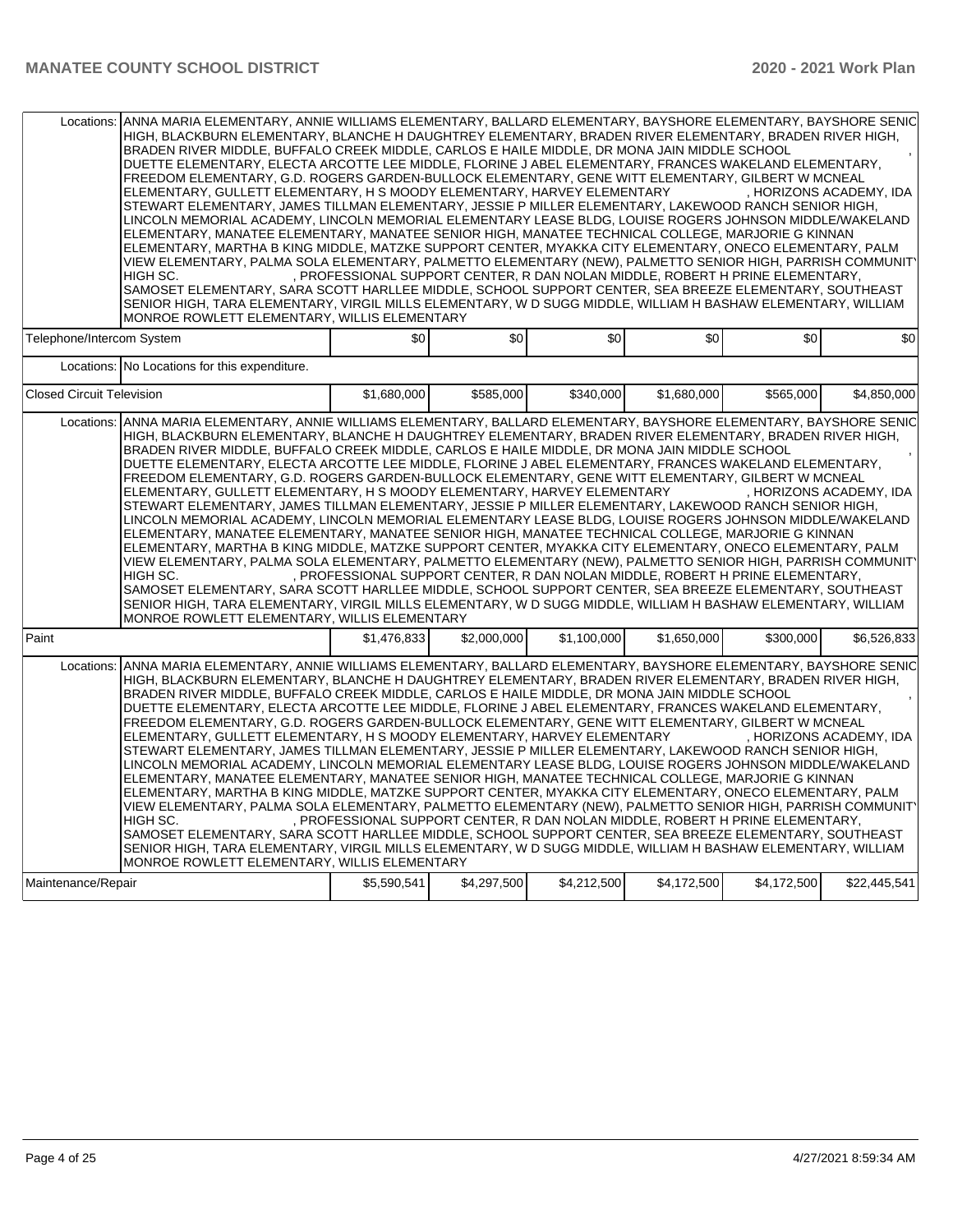| | | | | | | |
|---|---|---|---|---|---|---|
| Locations: | ANNA MARIA ELEMENTARY, ANNIE WILLIAMS ELEMENTARY, BALLARD ELEMENTARY, BAYSHORE ELEMENTARY, BAYSHORE SENIOR HIGH, BLACKBURN ELEMENTARY, BLANCHE H DAUGHTREY ELEMENTARY, BRADEN RIVER ELEMENTARY, BRADEN RIVER HIGH, BRADEN RIVER MIDDLE, BUFFALO CREEK MIDDLE, CARLOS E HAILE MIDDLE, DR MONA JAIN MIDDLE SCHOOL , DUETTE ELEMENTARY, ELECTA ARCOTTE LEE MIDDLE, FLORINE J ABEL ELEMENTARY, FRANCES WAKELAND ELEMENTARY, FREEDOM ELEMENTARY, G.D. ROGERS GARDEN-BULLOCK ELEMENTARY, GENE WITT ELEMENTARY, GILBERT W MCNEAL ELEMENTARY, GULLETT ELEMENTARY, H S MOODY ELEMENTARY, HARVEY ELEMENTARY , HORIZONS ACADEMY, IDA STEWART ELEMENTARY, JAMES TILLMAN ELEMENTARY, JESSIE P MILLER ELEMENTARY, LAKEWOOD RANCH SENIOR HIGH, LINCOLN MEMORIAL ACADEMY, LINCOLN MEMORIAL ELEMENTARY LEASE BLDG, LOUISE ROGERS JOHNSON MIDDLE/WAKELAND ELEMENTARY, MANATEE ELEMENTARY, MANATEE SENIOR HIGH, MANATEE TECHNICAL COLLEGE, MARJORIE G KINNAN ELEMENTARY, MARTHA B KING MIDDLE, MATZKE SUPPORT CENTER, MYAKKA CITY ELEMENTARY, ONECO ELEMENTARY, PALM VIEW ELEMENTARY, PALMA SOLA ELEMENTARY, PALMETTO ELEMENTARY (NEW), PALMETTO SENIOR HIGH, PARRISH COMMUNITY HIGH SC. , PROFESSIONAL SUPPORT CENTER, R DAN NOLAN MIDDLE, ROBERT H PRINE ELEMENTARY, SAMOSET ELEMENTARY, SARA SCOTT HARLLEE MIDDLE, SCHOOL SUPPORT CENTER, SEA BREEZE ELEMENTARY, SOUTHEAST SENIOR HIGH, TARA ELEMENTARY, VIRGIL MILLS ELEMENTARY, W D SUGG MIDDLE, WILLIAM H BASHAW ELEMENTARY, WILLIAM MONROE ROWLETT ELEMENTARY, WILLIS ELEMENTARY | | | | | |
| Telephone/Intercom System | | $0 | $0 | $0 | $0 | $0 | $0 |
| Locations: | No Locations for this expenditure. | | | | | |
| Closed Circuit Television | | $1,680,000 | $585,000 | $340,000 | $1,680,000 | $565,000 | $4,850,000 |
| Locations: | ANNA MARIA ELEMENTARY, ANNIE WILLIAMS ELEMENTARY, BALLARD ELEMENTARY, BAYSHORE ELEMENTARY, BAYSHORE SENIOR HIGH, BLACKBURN ELEMENTARY, BLANCHE H DAUGHTREY ELEMENTARY, BRADEN RIVER ELEMENTARY, BRADEN RIVER HIGH, BRADEN RIVER MIDDLE, BUFFALO CREEK MIDDLE, CARLOS E HAILE MIDDLE, DR MONA JAIN MIDDLE SCHOOL , DUETTE ELEMENTARY, ELECTA ARCOTTE LEE MIDDLE, FLORINE J ABEL ELEMENTARY, FRANCES WAKELAND ELEMENTARY, FREEDOM ELEMENTARY, G.D. ROGERS GARDEN-BULLOCK ELEMENTARY, GENE WITT ELEMENTARY, GILBERT W MCNEAL ELEMENTARY, GULLETT ELEMENTARY, H S MOODY ELEMENTARY, HARVEY ELEMENTARY , HORIZONS ACADEMY, IDA STEWART ELEMENTARY, JAMES TILLMAN ELEMENTARY, JESSIE P MILLER ELEMENTARY, LAKEWOOD RANCH SENIOR HIGH, LINCOLN MEMORIAL ACADEMY, LINCOLN MEMORIAL ELEMENTARY LEASE BLDG, LOUISE ROGERS JOHNSON MIDDLE/WAKELAND ELEMENTARY, MANATEE ELEMENTARY, MANATEE SENIOR HIGH, MANATEE TECHNICAL COLLEGE, MARJORIE G KINNAN ELEMENTARY, MARTHA B KING MIDDLE, MATZKE SUPPORT CENTER, MYAKKA CITY ELEMENTARY, ONECO ELEMENTARY, PALM VIEW ELEMENTARY, PALMA SOLA ELEMENTARY, PALMETTO ELEMENTARY (NEW), PALMETTO SENIOR HIGH, PARRISH COMMUNITY HIGH SC. , PROFESSIONAL SUPPORT CENTER, R DAN NOLAN MIDDLE, ROBERT H PRINE ELEMENTARY, SAMOSET ELEMENTARY, SARA SCOTT HARLLEE MIDDLE, SCHOOL SUPPORT CENTER, SEA BREEZE ELEMENTARY, SOUTHEAST SENIOR HIGH, TARA ELEMENTARY, VIRGIL MILLS ELEMENTARY, W D SUGG MIDDLE, WILLIAM H BASHAW ELEMENTARY, WILLIAM MONROE ROWLETT ELEMENTARY, WILLIS ELEMENTARY | | | | | |
| Paint | | $1,476,833 | $2,000,000 | $1,100,000 | $1,650,000 | $300,000 | $6,526,833 |
| Locations: | ANNA MARIA ELEMENTARY, ANNIE WILLIAMS ELEMENTARY, BALLARD ELEMENTARY, BAYSHORE ELEMENTARY, BAYSHORE SENIOR HIGH, BLACKBURN ELEMENTARY, BLANCHE H DAUGHTREY ELEMENTARY, BRADEN RIVER ELEMENTARY, BRADEN RIVER HIGH, BRADEN RIVER MIDDLE, BUFFALO CREEK MIDDLE, CARLOS E HAILE MIDDLE, DR MONA JAIN MIDDLE SCHOOL , DUETTE ELEMENTARY, ELECTA ARCOTTE LEE MIDDLE, FLORINE J ABEL ELEMENTARY, FRANCES WAKELAND ELEMENTARY, FREEDOM ELEMENTARY, G.D. ROGERS GARDEN-BULLOCK ELEMENTARY, GENE WITT ELEMENTARY, GILBERT W MCNEAL ELEMENTARY, GULLETT ELEMENTARY, H S MOODY ELEMENTARY, HARVEY ELEMENTARY , HORIZONS ACADEMY, IDA STEWART ELEMENTARY, JAMES TILLMAN ELEMENTARY, JESSIE P MILLER ELEMENTARY, LAKEWOOD RANCH SENIOR HIGH, LINCOLN MEMORIAL ACADEMY, LINCOLN MEMORIAL ELEMENTARY LEASE BLDG, LOUISE ROGERS JOHNSON MIDDLE/WAKELAND ELEMENTARY, MANATEE ELEMENTARY, MANATEE SENIOR HIGH, MANATEE TECHNICAL COLLEGE, MARJORIE G KINNAN ELEMENTARY, MARTHA B KING MIDDLE, MATZKE SUPPORT CENTER, MYAKKA CITY ELEMENTARY, ONECO ELEMENTARY, PALM VIEW ELEMENTARY, PALMA SOLA ELEMENTARY, PALMETTO ELEMENTARY (NEW), PALMETTO SENIOR HIGH, PARRISH COMMUNITY HIGH SC. , PROFESSIONAL SUPPORT CENTER, R DAN NOLAN MIDDLE, ROBERT H PRINE ELEMENTARY, SAMOSET ELEMENTARY, SARA SCOTT HARLLEE MIDDLE, SCHOOL SUPPORT CENTER, SEA BREEZE ELEMENTARY, SOUTHEAST SENIOR HIGH, TARA ELEMENTARY, VIRGIL MILLS ELEMENTARY, W D SUGG MIDDLE, WILLIAM H BASHAW ELEMENTARY, WILLIAM MONROE ROWLETT ELEMENTARY, WILLIS ELEMENTARY | | | | | |
| Maintenance/Repair | | $5,590,541 | $4,297,500 | $4,212,500 | $4,172,500 | $4,172,500 | $22,445,541 |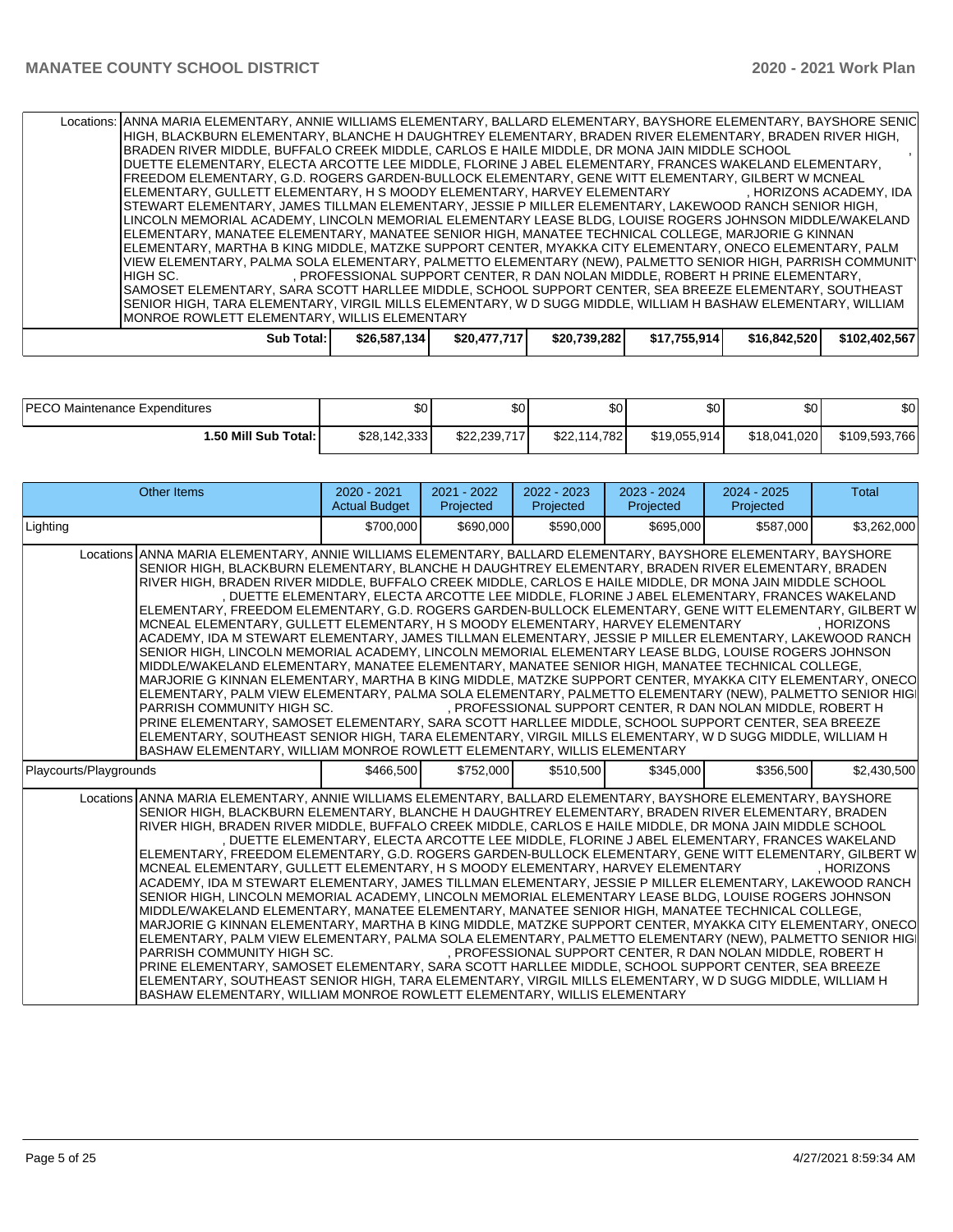| | | | | | | |
|---|---|---|---|---|---|---|
| Locations: | ANNA MARIA ELEMENTARY, ANNIE WILLIAMS ELEMENTARY, BALLARD ELEMENTARY, BAYSHORE ELEMENTARY, BAYSHORE SENIOR HIGH, BLACKBURN ELEMENTARY, BLANCHE H DAUGHTREY ELEMENTARY, BRADEN RIVER ELEMENTARY, BRADEN RIVER HIGH, BRADEN RIVER MIDDLE, BUFFALO CREEK MIDDLE, CARLOS E HAILE MIDDLE, DR MONA JAIN MIDDLE SCHOOL , DUETTE ELEMENTARY, ELECTA ARCOTTE LEE MIDDLE, FLORINE J ABEL ELEMENTARY, FRANCES WAKELAND ELEMENTARY, FREEDOM ELEMENTARY, G.D. ROGERS GARDEN-BULLOCK ELEMENTARY, GENE WITT ELEMENTARY, GILBERT W MCNEAL ELEMENTARY, GULLETT ELEMENTARY, H S MOODY ELEMENTARY, HARVEY ELEMENTARY , HORIZONS ACADEMY, IDA STEWART ELEMENTARY, JAMES TILLMAN ELEMENTARY, JESSIE P MILLER ELEMENTARY, LAKEWOOD RANCH SENIOR HIGH, LINCOLN MEMORIAL ACADEMY, LINCOLN MEMORIAL ELEMENTARY LEASE BLDG, LOUISE ROGERS JOHNSON MIDDLE/WAKELAND ELEMENTARY, MANATEE ELEMENTARY, MANATEE SENIOR HIGH, MANATEE TECHNICAL COLLEGE, MARJORIE G KINNAN ELEMENTARY, MARTHA B KING MIDDLE, MATZKE SUPPORT CENTER, MYAKKA CITY ELEMENTARY, ONECO ELEMENTARY, PALM VIEW ELEMENTARY, PALMA SOLA ELEMENTARY, PALMETTO ELEMENTARY (NEW), PALMETTO SENIOR HIGH, PARRISH COMMUNITY HIGH SC. , PROFESSIONAL SUPPORT CENTER, R DAN NOLAN MIDDLE, ROBERT H PRINE ELEMENTARY, SAMOSET ELEMENTARY, SARA SCOTT HARLLEE MIDDLE, SCHOOL SUPPORT CENTER, SEA BREEZE ELEMENTARY, SOUTHEAST SENIOR HIGH, TARA ELEMENTARY, VIRGIL MILLS ELEMENTARY, W D SUGG MIDDLE, WILLIAM H BASHAW ELEMENTARY, WILLIAM MONROE ROWLETT ELEMENTARY, WILLIS ELEMENTARY | | | | | |
| Sub Total: | $26,587,134 | $20,477,717 | $20,739,282 | $17,755,914 | $16,842,520 | $102,402,567 |

| | | | | | | |
|---|---|---|---|---|---|---|
| PECO Maintenance Expenditures | $0 | $0 | $0 | $0 | $0 | $0 |
| 1.50 Mill Sub Total: | $28,142,333 | $22,239,717 | $22,114,782 | $19,055,914 | $18,041,020 | $109,593,766 |

| Other Items | 2020 - 2021 Actual Budget | 2021 - 2022 Projected | 2022 - 2023 Projected | 2023 - 2024 Projected | 2024 - 2025 Projected | Total |
|---|---|---|---|---|---|---|
| Lighting | $700,000 | $690,000 | $590,000 | $695,000 | $587,000 | $3,262,000 |
| Locations | ANNA MARIA ELEMENTARY, ANNIE WILLIAMS ELEMENTARY, BALLARD ELEMENTARY, BAYSHORE ELEMENTARY, BAYSHORE SENIOR HIGH, BLACKBURN ELEMENTARY, BLANCHE H DAUGHTREY ELEMENTARY, BRADEN RIVER ELEMENTARY, BRADEN RIVER HIGH, BRADEN RIVER MIDDLE, BUFFALO CREEK MIDDLE, CARLOS E HAILE MIDDLE, DR MONA JAIN MIDDLE SCHOOL , DUETTE ELEMENTARY, ELECTA ARCOTTE LEE MIDDLE, FLORINE J ABEL ELEMENTARY, FRANCES WAKELAND ELEMENTARY, FREEDOM ELEMENTARY, G.D. ROGERS GARDEN-BULLOCK ELEMENTARY, GENE WITT ELEMENTARY, GILBERT W MCNEAL ELEMENTARY, GULLETT ELEMENTARY, H S MOODY ELEMENTARY, HARVEY ELEMENTARY , HORIZONS ACADEMY, IDA M STEWART ELEMENTARY, JAMES TILLMAN ELEMENTARY, JESSIE P MILLER ELEMENTARY, LAKEWOOD RANCH SENIOR HIGH, LINCOLN MEMORIAL ACADEMY, LINCOLN MEMORIAL ELEMENTARY LEASE BLDG, LOUISE ROGERS JOHNSON MIDDLE/WAKELAND ELEMENTARY, MANATEE ELEMENTARY, MANATEE SENIOR HIGH, MANATEE TECHNICAL COLLEGE, MARJORIE G KINNAN ELEMENTARY, MARTHA B KING MIDDLE, MATZKE SUPPORT CENTER, MYAKKA CITY ELEMENTARY, ONECO ELEMENTARY, PALM VIEW ELEMENTARY, PALMA SOLA ELEMENTARY, PALMETTO ELEMENTARY (NEW), PALMETTO SENIOR HIGH, PARRISH COMMUNITY HIGH SC. , PROFESSIONAL SUPPORT CENTER, R DAN NOLAN MIDDLE, ROBERT H PRINE ELEMENTARY, SAMOSET ELEMENTARY, SARA SCOTT HARLLEE MIDDLE, SCHOOL SUPPORT CENTER, SEA BREEZE ELEMENTARY, SOUTHEAST SENIOR HIGH, TARA ELEMENTARY, VIRGIL MILLS ELEMENTARY, W D SUGG MIDDLE, WILLIAM H BASHAW ELEMENTARY, WILLIAM MONROE ROWLETT ELEMENTARY, WILLIS ELEMENTARY | | | | | |
| Playcourts/Playgrounds | $466,500 | $752,000 | $510,500 | $345,000 | $356,500 | $2,430,500 |
| Locations | ANNA MARIA ELEMENTARY, ANNIE WILLIAMS ELEMENTARY, BALLARD ELEMENTARY, BAYSHORE ELEMENTARY, BAYSHORE SENIOR HIGH, BLACKBURN ELEMENTARY, BLANCHE H DAUGHTREY ELEMENTARY, BRADEN RIVER ELEMENTARY, BRADEN RIVER HIGH, BRADEN RIVER MIDDLE, BUFFALO CREEK MIDDLE, CARLOS E HAILE MIDDLE, DR MONA JAIN MIDDLE SCHOOL , DUETTE ELEMENTARY, ELECTA ARCOTTE LEE MIDDLE, FLORINE J ABEL ELEMENTARY, FRANCES WAKELAND ELEMENTARY, FREEDOM ELEMENTARY, G.D. ROGERS GARDEN-BULLOCK ELEMENTARY, GENE WITT ELEMENTARY, GILBERT W MCNEAL ELEMENTARY, GULLETT ELEMENTARY, H S MOODY ELEMENTARY, HARVEY ELEMENTARY , HORIZONS ACADEMY, IDA M STEWART ELEMENTARY, JAMES TILLMAN ELEMENTARY, JESSIE P MILLER ELEMENTARY, LAKEWOOD RANCH SENIOR HIGH, LINCOLN MEMORIAL ACADEMY, LINCOLN MEMORIAL ELEMENTARY LEASE BLDG, LOUISE ROGERS JOHNSON MIDDLE/WAKELAND ELEMENTARY, MANATEE ELEMENTARY, MANATEE SENIOR HIGH, MANATEE TECHNICAL COLLEGE, MARJORIE G KINNAN ELEMENTARY, MARTHA B KING MIDDLE, MATZKE SUPPORT CENTER, MYAKKA CITY ELEMENTARY, ONECO ELEMENTARY, PALM VIEW ELEMENTARY, PALMA SOLA ELEMENTARY, PALMETTO ELEMENTARY (NEW), PALMETTO SENIOR HIGH, PARRISH COMMUNITY HIGH SC. , PROFESSIONAL SUPPORT CENTER, R DAN NOLAN MIDDLE, ROBERT H PRINE ELEMENTARY, SAMOSET ELEMENTARY, SARA SCOTT HARLLEE MIDDLE, SCHOOL SUPPORT CENTER, SEA BREEZE ELEMENTARY, SOUTHEAST SENIOR HIGH, TARA ELEMENTARY, VIRGIL MILLS ELEMENTARY, W D SUGG MIDDLE, WILLIAM H BASHAW ELEMENTARY, WILLIAM MONROE ROWLETT ELEMENTARY, WILLIS ELEMENTARY | | | | | |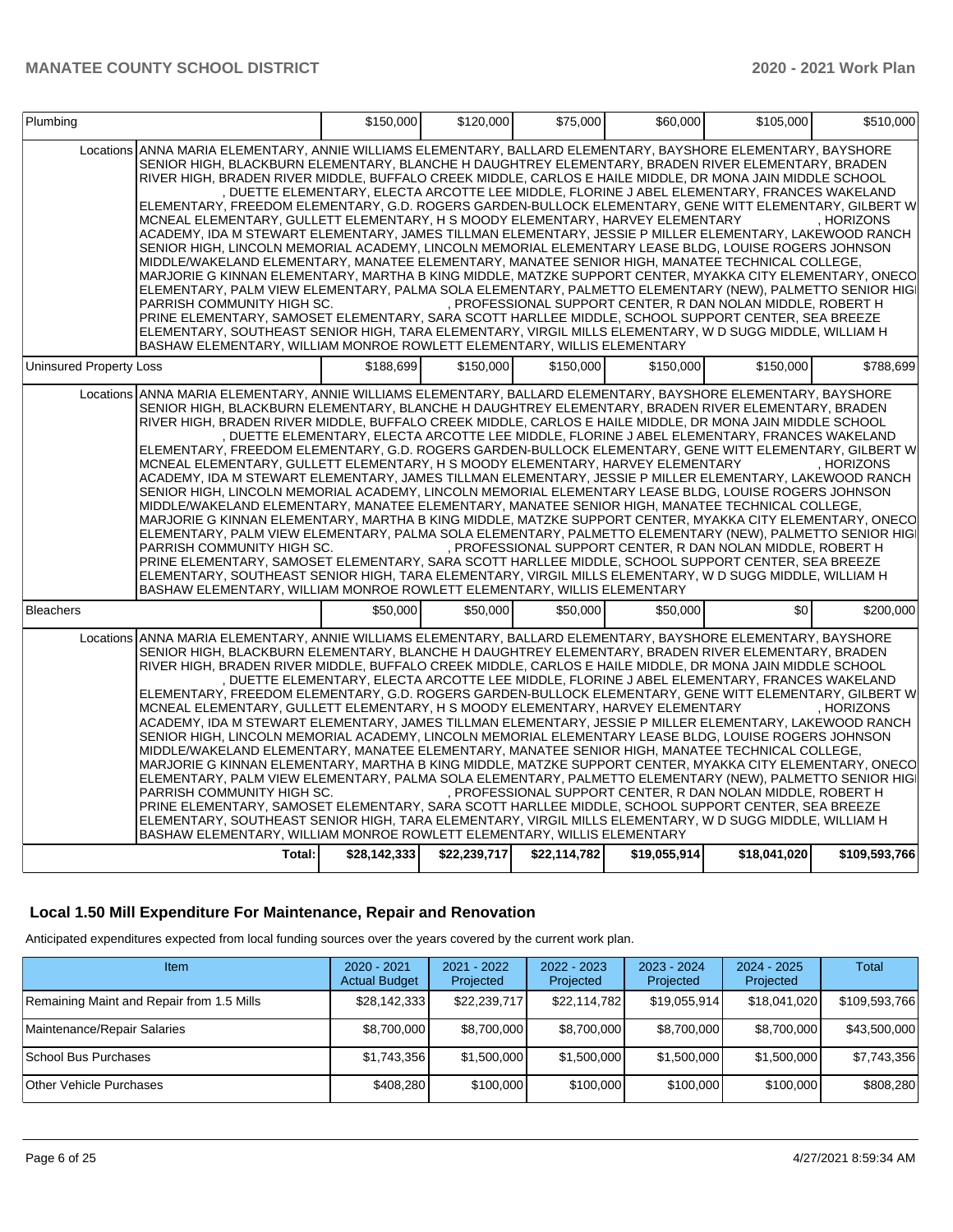| Plumbing | | $150,000 | $120,000 | $75,000 | $60,000 | $105,000 | $510,000 |
|---|---|---|---|---|---|---|---|
| | Locations | ANNA MARIA ELEMENTARY, ANNIE WILLIAMS ELEMENTARY, BALLARD ELEMENTARY, BAYSHORE ELEMENTARY, BAYSHORE SENIOR HIGH, BLACKBURN ELEMENTARY, BLANCHE H DAUGHTREY ELEMENTARY, BRADEN RIVER ELEMENTARY, BRADEN RIVER HIGH, BRADEN RIVER MIDDLE, BUFFALO CREEK MIDDLE, CARLOS E HAILE MIDDLE, DR MONA JAIN MIDDLE SCHOOL , DUETTE ELEMENTARY, ELECTA ARCOTTE LEE MIDDLE, FLORINE J ABEL ELEMENTARY, FRANCES WAKELAND ELEMENTARY, FREEDOM ELEMENTARY, G.D. ROGERS GARDEN-BULLOCK ELEMENTARY, GENE WITT ELEMENTARY, GILBERT W MCNEAL ELEMENTARY, GULLETT ELEMENTARY, H S MOODY ELEMENTARY, HARVEY ELEMENTARY , HORIZONS ACADEMY, IDA M STEWART ELEMENTARY, JAMES TILLMAN ELEMENTARY, JESSIE P MILLER ELEMENTARY, LAKEWOOD RANCH SENIOR HIGH, LINCOLN MEMORIAL ACADEMY, LINCOLN MEMORIAL ELEMENTARY LEASE BLDG, LOUISE ROGERS JOHNSON MIDDLE/WAKELAND ELEMENTARY, MANATEE ELEMENTARY, MANATEE SENIOR HIGH, MANATEE TECHNICAL COLLEGE, MARJORIE G KINNAN ELEMENTARY, MARTHA B KING MIDDLE, MATZKE SUPPORT CENTER, MYAKKA CITY ELEMENTARY, ONECO ELEMENTARY, PALM VIEW ELEMENTARY, PALMA SOLA ELEMENTARY, PALMETTO ELEMENTARY (NEW), PALMETTO SENIOR HIGH PARRISH COMMUNITY HIGH SC. , PROFESSIONAL SUPPORT CENTER, R DAN NOLAN MIDDLE, ROBERT H PRINE ELEMENTARY, SAMOSET ELEMENTARY, SARA SCOTT HARLLEE MIDDLE, SCHOOL SUPPORT CENTER, SEA BREEZE ELEMENTARY, SOUTHEAST SENIOR HIGH, TARA ELEMENTARY, VIRGIL MILLS ELEMENTARY, W D SUGG MIDDLE, WILLIAM H BASHAW ELEMENTARY, WILLIAM MONROE ROWLETT ELEMENTARY, WILLIS ELEMENTARY | | | | | |
| Uninsured Property Loss | | $188,699 | $150,000 | $150,000 | $150,000 | $150,000 | $788,699 |
| | Locations | ANNA MARIA ELEMENTARY, ANNIE WILLIAMS ELEMENTARY, BALLARD ELEMENTARY, BAYSHORE ELEMENTARY, BAYSHORE SENIOR HIGH, BLACKBURN ELEMENTARY, BLANCHE H DAUGHTREY ELEMENTARY, BRADEN RIVER ELEMENTARY, BRADEN RIVER HIGH, BRADEN RIVER MIDDLE, BUFFALO CREEK MIDDLE, CARLOS E HAILE MIDDLE, DR MONA JAIN MIDDLE SCHOOL , DUETTE ELEMENTARY, ELECTA ARCOTTE LEE MIDDLE, FLORINE J ABEL ELEMENTARY, FRANCES WAKELAND ELEMENTARY, FREEDOM ELEMENTARY, G.D. ROGERS GARDEN-BULLOCK ELEMENTARY, GENE WITT ELEMENTARY, GILBERT W MCNEAL ELEMENTARY, GULLETT ELEMENTARY, H S MOODY ELEMENTARY, HARVEY ELEMENTARY , HORIZONS ACADEMY, IDA M STEWART ELEMENTARY, JAMES TILLMAN ELEMENTARY, JESSIE P MILLER ELEMENTARY, LAKEWOOD RANCH SENIOR HIGH, LINCOLN MEMORIAL ACADEMY, LINCOLN MEMORIAL ELEMENTARY LEASE BLDG, LOUISE ROGERS JOHNSON MIDDLE/WAKELAND ELEMENTARY, MANATEE ELEMENTARY, MANATEE SENIOR HIGH, MANATEE TECHNICAL COLLEGE, MARJORIE G KINNAN ELEMENTARY, MARTHA B KING MIDDLE, MATZKE SUPPORT CENTER, MYAKKA CITY ELEMENTARY, ONECO ELEMENTARY, PALM VIEW ELEMENTARY, PALMA SOLA ELEMENTARY, PALMETTO ELEMENTARY (NEW), PALMETTO SENIOR HIGH PARRISH COMMUNITY HIGH SC. , PROFESSIONAL SUPPORT CENTER, R DAN NOLAN MIDDLE, ROBERT H PRINE ELEMENTARY, SAMOSET ELEMENTARY, SARA SCOTT HARLLEE MIDDLE, SCHOOL SUPPORT CENTER, SEA BREEZE ELEMENTARY, SOUTHEAST SENIOR HIGH, TARA ELEMENTARY, VIRGIL MILLS ELEMENTARY, W D SUGG MIDDLE, WILLIAM H BASHAW ELEMENTARY, WILLIAM MONROE ROWLETT ELEMENTARY, WILLIS ELEMENTARY | | | | | |
| Bleachers | | $50,000 | $50,000 | $50,000 | $50,000 | $0 | $200,000 |
| | Locations | ANNA MARIA ELEMENTARY, ANNIE WILLIAMS ELEMENTARY, BALLARD ELEMENTARY, BAYSHORE ELEMENTARY, BAYSHORE SENIOR HIGH, BLACKBURN ELEMENTARY, BLANCHE H DAUGHTREY ELEMENTARY, BRADEN RIVER ELEMENTARY, BRADEN RIVER HIGH, BRADEN RIVER MIDDLE, BUFFALO CREEK MIDDLE, CARLOS E HAILE MIDDLE, DR MONA JAIN MIDDLE SCHOOL , DUETTE ELEMENTARY, ELECTA ARCOTTE LEE MIDDLE, FLORINE J ABEL ELEMENTARY, FRANCES WAKELAND ELEMENTARY, FREEDOM ELEMENTARY, G.D. ROGERS GARDEN-BULLOCK ELEMENTARY, GENE WITT ELEMENTARY, GILBERT W MCNEAL ELEMENTARY, GULLETT ELEMENTARY, H S MOODY ELEMENTARY, HARVEY ELEMENTARY , HORIZONS ACADEMY, IDA M STEWART ELEMENTARY, JAMES TILLMAN ELEMENTARY, JESSIE P MILLER ELEMENTARY, LAKEWOOD RANCH SENIOR HIGH, LINCOLN MEMORIAL ACADEMY, LINCOLN MEMORIAL ELEMENTARY LEASE BLDG, LOUISE ROGERS JOHNSON MIDDLE/WAKELAND ELEMENTARY, MANATEE ELEMENTARY, MANATEE SENIOR HIGH, MANATEE TECHNICAL COLLEGE, MARJORIE G KINNAN ELEMENTARY, MARTHA B KING MIDDLE, MATZKE SUPPORT CENTER, MYAKKA CITY ELEMENTARY, ONECO ELEMENTARY, PALM VIEW ELEMENTARY, PALMA SOLA ELEMENTARY, PALMETTO ELEMENTARY (NEW), PALMETTO SENIOR HIGH PARRISH COMMUNITY HIGH SC. , PROFESSIONAL SUPPORT CENTER, R DAN NOLAN MIDDLE, ROBERT H PRINE ELEMENTARY, SAMOSET ELEMENTARY, SARA SCOTT HARLLEE MIDDLE, SCHOOL SUPPORT CENTER, SEA BREEZE ELEMENTARY, SOUTHEAST SENIOR HIGH, TARA ELEMENTARY, VIRGIL MILLS ELEMENTARY, W D SUGG MIDDLE, WILLIAM H BASHAW ELEMENTARY, WILLIAM MONROE ROWLETT ELEMENTARY, WILLIS ELEMENTARY | | | | | |
| | Total: | $28,142,333 | $22,239,717 | $22,114,782 | $19,055,914 | $18,041,020 | $109,593,766 |

## Local 1.50 Mill Expenditure For Maintenance, Repair and Renovation

Anticipated expenditures expected from local funding sources over the years covered by the current work plan.

| Item | 2020 - 2021 Actual Budget | 2021 - 2022 Projected | 2022 - 2023 Projected | 2023 - 2024 Projected | 2024 - 2025 Projected | Total |
|---|---|---|---|---|---|---|
| Remaining Maint and Repair from 1.5 Mills | $28,142,333 | $22,239,717 | $22,114,782 | $19,055,914 | $18,041,020 | $109,593,766 |
| Maintenance/Repair Salaries | $8,700,000 | $8,700,000 | $8,700,000 | $8,700,000 | $8,700,000 | $43,500,000 |
| School Bus Purchases | $1,743,356 | $1,500,000 | $1,500,000 | $1,500,000 | $1,500,000 | $7,743,356 |
| Other Vehicle Purchases | $408,280 | $100,000 | $100,000 | $100,000 | $100,000 | $808,280 |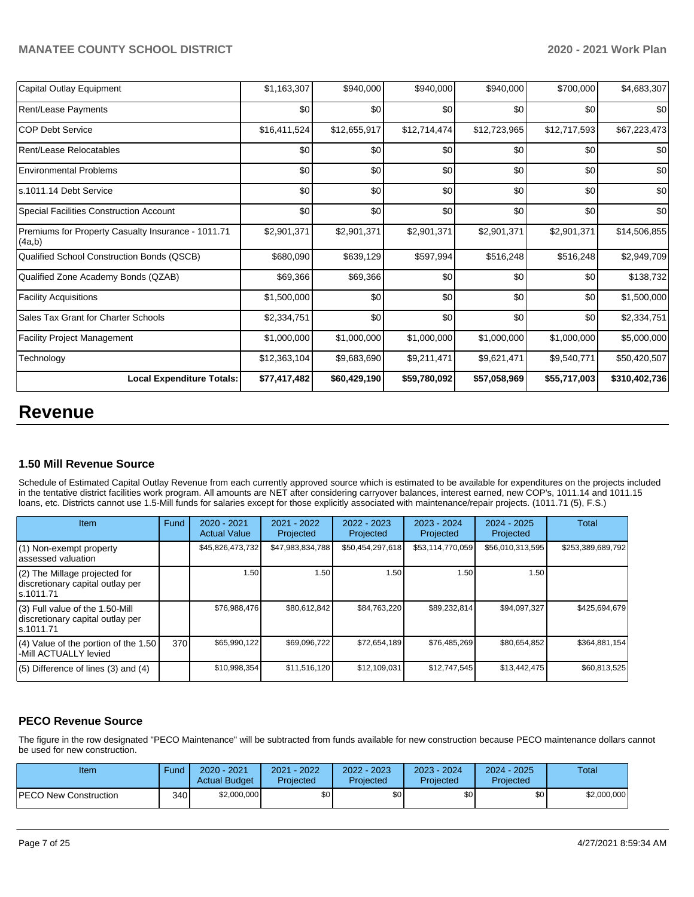| | | | | | | |
|---|---|---|---|---|---|---|
| Capital Outlay Equipment | $1,163,307 | $940,000 | $940,000 | $940,000 | $700,000 | $4,683,307 |
| Rent/Lease Payments | $0 | $0 | $0 | $0 | $0 | $0 |
| COP Debt Service | $16,411,524 | $12,655,917 | $12,714,474 | $12,723,965 | $12,717,593 | $67,223,473 |
| Rent/Lease Relocatables | $0 | $0 | $0 | $0 | $0 | $0 |
| Environmental Problems | $0 | $0 | $0 | $0 | $0 | $0 |
| s.1011.14 Debt Service | $0 | $0 | $0 | $0 | $0 | $0 |
| Special Facilities Construction Account | $0 | $0 | $0 | $0 | $0 | $0 |
| Premiums for Property Casualty Insurance - 1011.71 (4a,b) | $2,901,371 | $2,901,371 | $2,901,371 | $2,901,371 | $2,901,371 | $14,506,855 |
| Qualified School Construction Bonds (QSCB) | $680,090 | $639,129 | $597,994 | $516,248 | $516,248 | $2,949,709 |
| Qualified Zone Academy Bonds (QZAB) | $69,366 | $69,366 | $0 | $0 | $0 | $138,732 |
| Facility Acquisitions | $1,500,000 | $0 | $0 | $0 | $0 | $1,500,000 |
| Sales Tax Grant for Charter Schools | $2,334,751 | $0 | $0 | $0 | $0 | $2,334,751 |
| Facility Project Management | $1,000,000 | $1,000,000 | $1,000,000 | $1,000,000 | $1,000,000 | $5,000,000 |
| Technology | $12,363,104 | $9,683,690 | $9,211,471 | $9,621,471 | $9,540,771 | $50,420,507 |
| **Local Expenditure Totals:** | **$77,417,482** | **$60,429,190** | **$59,780,092** | **$57,058,969** | **$55,717,003** | **$310,402,736** |

# Revenue

### 1.50 Mill Revenue Source

Schedule of Estimated Capital Outlay Revenue from each currently approved source which is estimated to be available for expenditures on the projects included in the tentative district facilities work program. All amounts are NET after considering carryover balances, interest earned, new COP's, 1011.14 and 1011.15 loans, etc. Districts cannot use 1.5-Mill funds for salaries except for those explicitly associated with maintenance/repair projects. (1011.71 (5), F.S.)

| Item | Fund | 2020 - 2021 Actual Value | 2021 - 2022 Projected | 2022 - 2023 Projected | 2023 - 2024 Projected | 2024 - 2025 Projected | Total |
|---|---|---|---|---|---|---|---|
| (1) Non-exempt property assessed valuation | | $45,826,473,732 | $47,983,834,788 | $50,454,297,618 | $53,114,770,059 | $56,010,313,595 | $253,389,689,792 |
| (2) The Millage projected for discretionary capital outlay per s.1011.71 | | 1.50 | 1.50 | 1.50 | 1.50 | 1.50 | |
| (3) Full value of the 1.50-Mill discretionary capital outlay per s.1011.71 | | $76,988,476 | $80,612,842 | $84,763,220 | $89,232,814 | $94,097,327 | $425,694,679 |
| (4) Value of the portion of the 1.50 -Mill ACTUALLY levied | 370 | $65,990,122 | $69,096,722 | $72,654,189 | $76,485,269 | $80,654,852 | $364,881,154 |
| (5) Difference of lines (3) and (4) | | $10,998,354 | $11,516,120 | $12,109,031 | $12,747,545 | $13,442,475 | $60,813,525 |

### PECO Revenue Source

The figure in the row designated "PECO Maintenance" will be subtracted from funds available for new construction because PECO maintenance dollars cannot be used for new construction.

| Item | Fund | 2020 - 2021 Actual Budget | 2021 - 2022 Projected | 2022 - 2023 Projected | 2023 - 2024 Projected | 2024 - 2025 Projected | Total |
|---|---|---|---|---|---|---|---|
| PECO New Construction | 340 | $2,000,000 | $0 | $0 | $0 | $0 | $2,000,000 |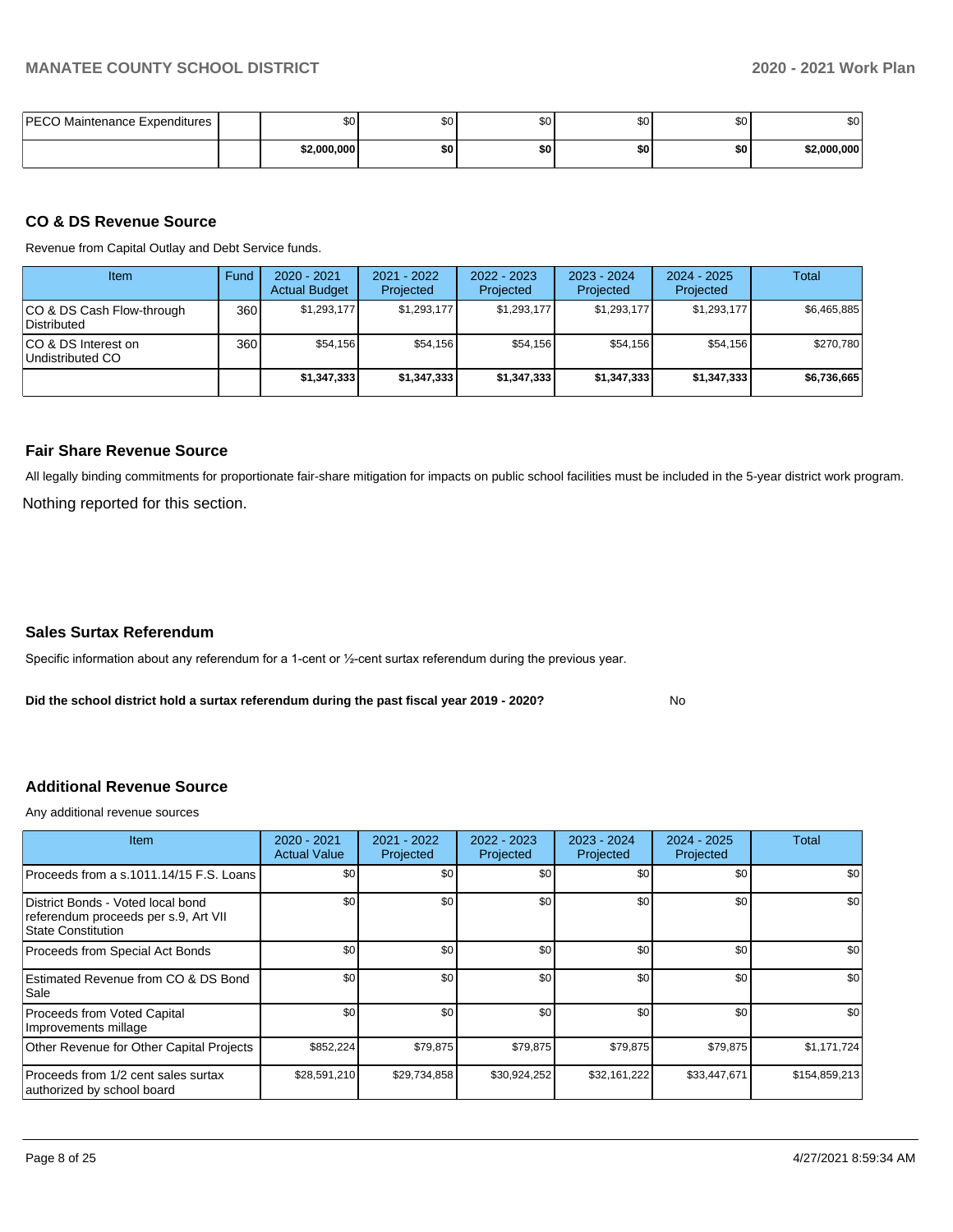| PECO Maintenance Expenditures | | $0 | $0 | $0 | $0 | $0 | $0 |
|---|---|---|---|---|---|---|---|
| | | **$2,000,000** | **$0** | **$0** | **$0** | **$0** | **$2,000,000** |

### CO & DS Revenue Source

Revenue from Capital Outlay and Debt Service funds.

| Item | Fund | 2020 - 2021 Actual Budget | 2021 - 2022 Projected | 2022 - 2023 Projected | 2023 - 2024 Projected | 2024 - 2025 Projected | Total |
|---|---|---|---|---|---|---|---|
| CO & DS Cash Flow-through Distributed | 360 | $1,293,177 | $1,293,177 | $1,293,177 | $1,293,177 | $1,293,177 | $6,465,885 |
| CO & DS Interest on Undistributed CO | 360 | $54,156 | $54,156 | $54,156 | $54,156 | $54,156 | $270,780 |
| | | **$1,347,333** | **$1,347,333** | **$1,347,333** | **$1,347,333** | **$1,347,333** | **$6,736,665** |

### Fair Share Revenue Source

All legally binding commitments for proportionate fair-share mitigation for impacts on public school facilities must be included in the 5-year district work program.

Nothing reported for this section.

### Sales Surtax Referendum

Specific information about any referendum for a 1-cent or ½-cent surtax referendum during the previous year.

**Did the school district hold a surtax referendum during the past fiscal year 2019 - 2020?** No

### Additional Revenue Source

Any additional revenue sources

| Item | 2020 - 2021 Actual Value | 2021 - 2022 Projected | 2022 - 2023 Projected | 2023 - 2024 Projected | 2024 - 2025 Projected | Total |
|---|---|---|---|---|---|---|
| Proceeds from a s.1011.14/15 F.S. Loans | $0 | $0 | $0 | $0 | $0 | $0 |
| District Bonds - Voted local bond referendum proceeds per s.9, Art VII State Constitution | $0 | $0 | $0 | $0 | $0 | $0 |
| Proceeds from Special Act Bonds | $0 | $0 | $0 | $0 | $0 | $0 |
| Estimated Revenue from CO & DS Bond Sale | $0 | $0 | $0 | $0 | $0 | $0 |
| Proceeds from Voted Capital Improvements millage | $0 | $0 | $0 | $0 | $0 | $0 |
| Other Revenue for Other Capital Projects | $852,224 | $79,875 | $79,875 | $79,875 | $79,875 | $1,171,724 |
| Proceeds from 1/2 cent sales surtax authorized by school board | $28,591,210 | $29,734,858 | $30,924,252 | $32,161,222 | $33,447,671 | $154,859,213 |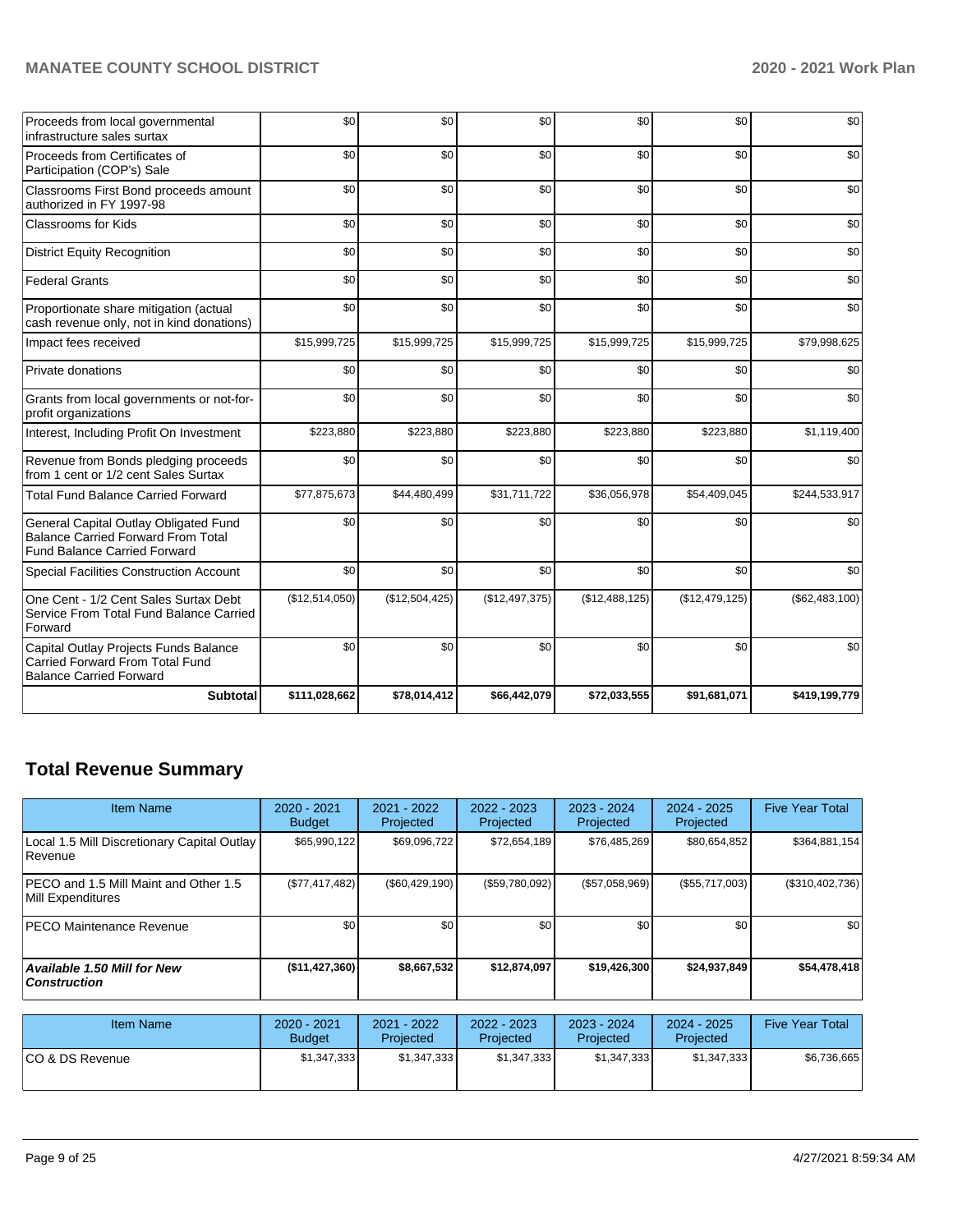| | | | | | | |
|---|---|---|---|---|---|---|
| Proceeds from local governmental infrastructure sales surtax | $0 | $0 | $0 | $0 | $0 | $0 |
| Proceeds from Certificates of Participation (COP's) Sale | $0 | $0 | $0 | $0 | $0 | $0 |
| Classrooms First Bond proceeds amount authorized in FY 1997-98 | $0 | $0 | $0 | $0 | $0 | $0 |
| Classrooms for Kids | $0 | $0 | $0 | $0 | $0 | $0 |
| District Equity Recognition | $0 | $0 | $0 | $0 | $0 | $0 |
| Federal Grants | $0 | $0 | $0 | $0 | $0 | $0 |
| Proportionate share mitigation (actual cash revenue only, not in kind donations) | $0 | $0 | $0 | $0 | $0 | $0 |
| Impact fees received | $15,999,725 | $15,999,725 | $15,999,725 | $15,999,725 | $15,999,725 | $79,998,625 |
| Private donations | $0 | $0 | $0 | $0 | $0 | $0 |
| Grants from local governments or not-for-profit organizations | $0 | $0 | $0 | $0 | $0 | $0 |
| Interest, Including Profit On Investment | $223,880 | $223,880 | $223,880 | $223,880 | $223,880 | $1,119,400 |
| Revenue from Bonds pledging proceeds from 1 cent or 1/2 cent Sales Surtax | $0 | $0 | $0 | $0 | $0 | $0 |
| Total Fund Balance Carried Forward | $77,875,673 | $44,480,499 | $31,711,722 | $36,056,978 | $54,409,045 | $244,533,917 |
| General Capital Outlay Obligated Fund Balance Carried Forward From Total Fund Balance Carried Forward | $0 | $0 | $0 | $0 | $0 | $0 |
| Special Facilities Construction Account | $0 | $0 | $0 | $0 | $0 | $0 |
| One Cent - 1/2 Cent Sales Surtax Debt Service From Total Fund Balance Carried Forward | ($12,514,050) | ($12,504,425) | ($12,497,375) | ($12,488,125) | ($12,479,125) | ($62,483,100) |
| Capital Outlay Projects Funds Balance Carried Forward From Total Fund Balance Carried Forward | $0 | $0 | $0 | $0 | $0 | $0 |
| **Subtotal** | **$111,028,662** | **$78,014,412** | **$66,442,079** | **$72,033,555** | **$91,681,071** | **$419,199,779** |

## Total Revenue Summary

| Item Name | 2020 - 2021 Budget | 2021 - 2022 Projected | 2022 - 2023 Projected | 2023 - 2024 Projected | 2024 - 2025 Projected | Five Year Total |
|---|---|---|---|---|---|---|
| Local 1.5 Mill Discretionary Capital Outlay Revenue | $65,990,122 | $69,096,722 | $72,654,189 | $76,485,269 | $80,654,852 | $364,881,154 |
| PECO and 1.5 Mill Maint and Other 1.5 Mill Expenditures | ($77,417,482) | ($60,429,190) | ($59,780,092) | ($57,058,969) | ($55,717,003) | ($310,402,736) |
| PECO Maintenance Revenue | $0 | $0 | $0 | $0 | $0 | $0 |
| ***Available 1.50 Mill for New Construction*** | **($11,427,360)** | **$8,667,532** | **$12,874,097** | **$19,426,300** | **$24,937,849** | **$54,478,418** |

| Item Name | 2020 - 2021 Budget | 2021 - 2022 Projected | 2022 - 2023 Projected | 2023 - 2024 Projected | 2024 - 2025 Projected | Five Year Total |
|---|---|---|---|---|---|---|
| CO & DS Revenue | $1,347,333 | $1,347,333 | $1,347,333 | $1,347,333 | $1,347,333 | $6,736,665 |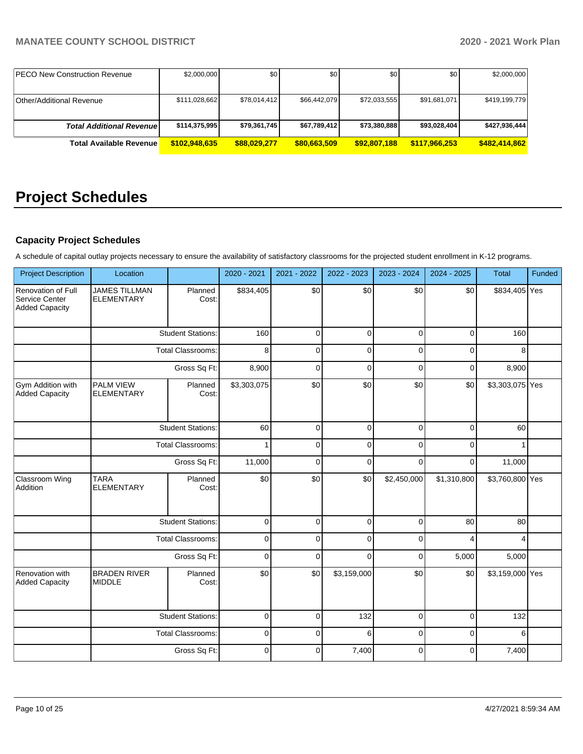| | | | | | | |
|---|---|---|---|---|---|---|
| PECO New Construction Revenue | $2,000,000 | $0 | $0 | $0 | $0 | $2,000,000 |
| Other/Additional Revenue | $111,028,662 | $78,014,412 | $66,442,079 | $72,033,555 | $91,681,071 | $419,199,779 |
| ***Total Additional Revenue*** | **$114,375,995** | **$79,361,745** | **$67,789,412** | **$73,380,888** | **$93,028,404** | **$427,936,444** |
| **Total Available Revenue** | **$102,948,635** | **$88,029,277** | **$80,663,509** | **$92,807,188** | **$117,966,253** | **$482,414,862** |

# Project Schedules

### Capacity Project Schedules

A schedule of capital outlay projects necessary to ensure the availability of satisfactory classrooms for the projected student enrollment in K-12 programs.

| Project Description | Location | | 2020 - 2021 | 2021 - 2022 | 2022 - 2023 | 2023 - 2024 | 2024 - 2025 | Total | Funded |
|---|---|---|---|---|---|---|---|---|---|
| Renovation of Full Service Center Added Capacity | JAMES TILLMAN ELEMENTARY | Planned Cost: | $834,405 | $0 | $0 | $0 | $0 | $834,405 | Yes |
| | | Student Stations: | 160 | 0 | 0 | 0 | 0 | 160 | |
| | | Total Classrooms: | 8 | 0 | 0 | 0 | 0 | 8 | |
| | | Gross Sq Ft: | 8,900 | 0 | 0 | 0 | 0 | 8,900 | |
| Gym Addition with Added Capacity | PALM VIEW ELEMENTARY | Planned Cost: | $3,303,075 | $0 | $0 | $0 | $0 | $3,303,075 | Yes |
| | | Student Stations: | 60 | 0 | 0 | 0 | 0 | 60 | |
| | | Total Classrooms: | 1 | 0 | 0 | 0 | 0 | 1 | |
| | | Gross Sq Ft: | 11,000 | 0 | 0 | 0 | 0 | 11,000 | |
| Classroom Wing Addition | TARA ELEMENTARY | Planned Cost: | $0 | $0 | $0 | $2,450,000 | $1,310,800 | $3,760,800 | Yes |
| | | Student Stations: | 0 | 0 | 0 | 0 | 80 | 80 | |
| | | Total Classrooms: | 0 | 0 | 0 | 0 | 4 | 4 | |
| | | Gross Sq Ft: | 0 | 0 | 0 | 0 | 5,000 | 5,000 | |
| Renovation with Added Capacity | BRADEN RIVER MIDDLE | Planned Cost: | $0 | $0 | $3,159,000 | $0 | $0 | $3,159,000 | Yes |
| | | Student Stations: | 0 | 0 | 132 | 0 | 0 | 132 | |
| | | Total Classrooms: | 0 | 0 | 6 | 0 | 0 | 6 | |
| | | Gross Sq Ft: | 0 | 0 | 7,400 | 0 | 0 | 7,400 | |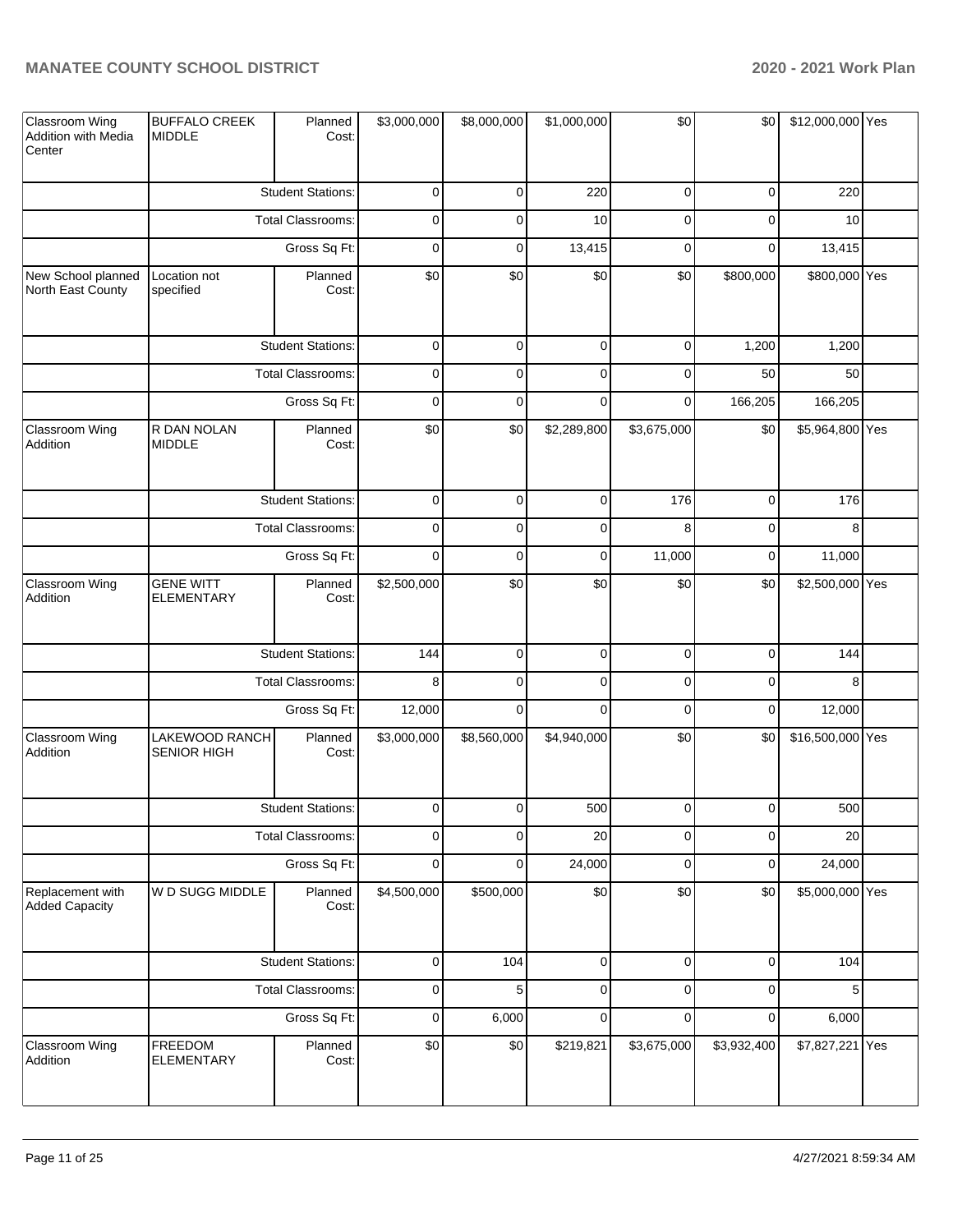| Classroom Wing Addition with Media Center | BUFFALO CREEK MIDDLE | Planned Cost: | $3,000,000 | $8,000,000 | $1,000,000 | $0 | $0 | $12,000,000 | Yes |
|---|---|---|---|---|---|---|---|---|---|
| | | Student Stations: | 0 | 0 | 220 | 0 | 0 | 220 | |
| | | Total Classrooms: | 0 | 0 | 10 | 0 | 0 | 10 | |
| | | Gross Sq Ft: | 0 | 0 | 13,415 | 0 | 0 | 13,415 | |
| New School planned North East County | Location not specified | Planned Cost: | $0 | $0 | $0 | $0 | $800,000 | $800,000 | Yes |
| | | Student Stations: | 0 | 0 | 0 | 0 | 1,200 | 1,200 | |
| | | Total Classrooms: | 0 | 0 | 0 | 0 | 50 | 50 | |
| | | Gross Sq Ft: | 0 | 0 | 0 | 0 | 166,205 | 166,205 | |
| Classroom Wing Addition | R DAN NOLAN MIDDLE | Planned Cost: | $0 | $0 | $2,289,800 | $3,675,000 | $0 | $5,964,800 | Yes |
| | | Student Stations: | 0 | 0 | 0 | 176 | 0 | 176 | |
| | | Total Classrooms: | 0 | 0 | 0 | 8 | 0 | 8 | |
| | | Gross Sq Ft: | 0 | 0 | 0 | 11,000 | 0 | 11,000 | |
| Classroom Wing Addition | GENE WITT ELEMENTARY | Planned Cost: | $2,500,000 | $0 | $0 | $0 | $0 | $2,500,000 | Yes |
| | | Student Stations: | 144 | 0 | 0 | 0 | 0 | 144 | |
| | | Total Classrooms: | 8 | 0 | 0 | 0 | 0 | 8 | |
| | | Gross Sq Ft: | 12,000 | 0 | 0 | 0 | 0 | 12,000 | |
| Classroom Wing Addition | LAKEWOOD RANCH SENIOR HIGH | Planned Cost: | $3,000,000 | $8,560,000 | $4,940,000 | $0 | $0 | $16,500,000 | Yes |
| | | Student Stations: | 0 | 0 | 500 | 0 | 0 | 500 | |
| | | Total Classrooms: | 0 | 0 | 20 | 0 | 0 | 20 | |
| | | Gross Sq Ft: | 0 | 0 | 24,000 | 0 | 0 | 24,000 | |
| Replacement with Added Capacity | W D SUGG MIDDLE | Planned Cost: | $4,500,000 | $500,000 | $0 | $0 | $0 | $5,000,000 | Yes |
| | | Student Stations: | 0 | 104 | 0 | 0 | 0 | 104 | |
| | | Total Classrooms: | 0 | 5 | 0 | 0 | 0 | 5 | |
| | | Gross Sq Ft: | 0 | 6,000 | 0 | 0 | 0 | 6,000 | |
| Classroom Wing Addition | FREEDOM ELEMENTARY | Planned Cost: | $0 | $0 | $219,821 | $3,675,000 | $3,932,400 | $7,827,221 | Yes |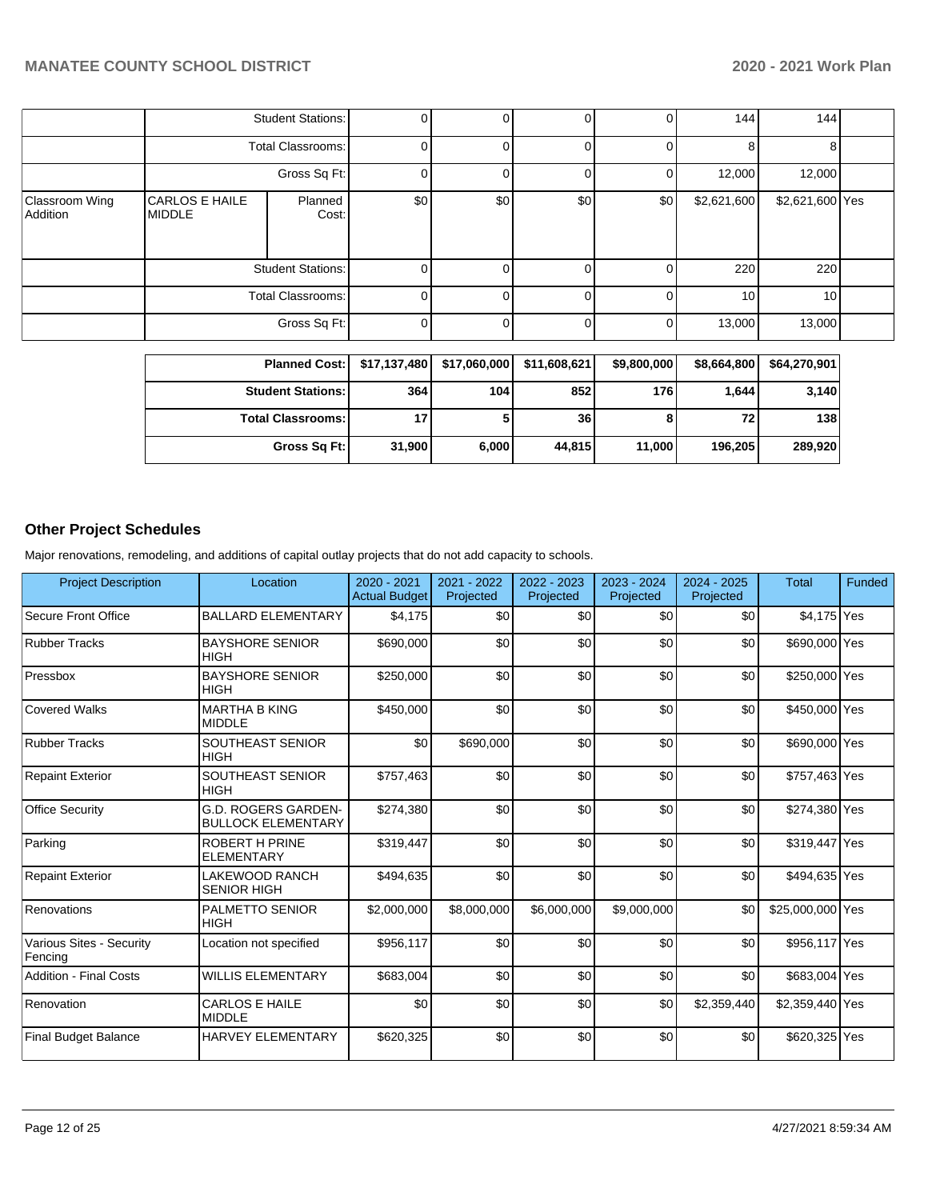| | | | | | | | | | |
|---|---|---|---|---|---|---|---|---|---|
| | | Student Stations: | 0 | 0 | 0 | 0 | 144 | 144 | |
| | | Total Classrooms: | 0 | 0 | 0 | 0 | 8 | 8 | |
| | | Gross Sq Ft: | 0 | 0 | 0 | 0 | 12,000 | 12,000 | |
| Classroom Wing Addition | CARLOS E HAILE MIDDLE | Planned Cost: | $0 | $0 | $0 | $0 | $2,621,600 | $2,621,600 | Yes |
| | | Student Stations: | 0 | 0 | 0 | 0 | 220 | 220 | |
| | | Total Classrooms: | 0 | 0 | 0 | 0 | 10 | 10 | |
| | | Gross Sq Ft: | 0 | 0 | 0 | 0 | 13,000 | 13,000 | |

| | | | | | | |
|---|---|---|---|---|---|---|
| **Planned Cost:** | $17,137,480 | $17,060,000 | $11,608,621 | $9,800,000 | $8,664,800 | $64,270,901 |
| **Student Stations:** | 364 | 104 | 852 | 176 | 1,644 | 3,140 |
| **Total Classrooms:** | 17 | 5 | 36 | 8 | 72 | 138 |
| **Gross Sq Ft:** | 31,900 | 6,000 | 44,815 | 11,000 | 196,205 | 289,920 |

## Other Project Schedules

Major renovations, remodeling, and additions of capital outlay projects that do not add capacity to schools.

| Project Description | Location | 2020 - 2021 Actual Budget | 2021 - 2022 Projected | 2022 - 2023 Projected | 2023 - 2024 Projected | 2024 - 2025 Projected | Total | Funded |
|---|---|---|---|---|---|---|---|---|
| Secure Front Office | BALLARD ELEMENTARY | $4,175 | $0 | $0 | $0 | $0 | $4,175 | Yes |
| Rubber Tracks | BAYSHORE SENIOR HIGH | $690,000 | $0 | $0 | $0 | $0 | $690,000 | Yes |
| Pressbox | BAYSHORE SENIOR HIGH | $250,000 | $0 | $0 | $0 | $0 | $250,000 | Yes |
| Covered Walks | MARTHA B KING MIDDLE | $450,000 | $0 | $0 | $0 | $0 | $450,000 | Yes |
| Rubber Tracks | SOUTHEAST SENIOR HIGH | $0 | $690,000 | $0 | $0 | $0 | $690,000 | Yes |
| Repaint Exterior | SOUTHEAST SENIOR HIGH | $757,463 | $0 | $0 | $0 | $0 | $757,463 | Yes |
| Office Security | G.D. ROGERS GARDEN-BULLOCK ELEMENTARY | $274,380 | $0 | $0 | $0 | $0 | $274,380 | Yes |
| Parking | ROBERT H PRINE ELEMENTARY | $319,447 | $0 | $0 | $0 | $0 | $319,447 | Yes |
| Repaint Exterior | LAKEWOOD RANCH SENIOR HIGH | $494,635 | $0 | $0 | $0 | $0 | $494,635 | Yes |
| Renovations | PALMETTO SENIOR HIGH | $2,000,000 | $8,000,000 | $6,000,000 | $9,000,000 | $0 | $25,000,000 | Yes |
| Various Sites - Security Fencing | Location not specified | $956,117 | $0 | $0 | $0 | $0 | $956,117 | Yes |
| Addition - Final Costs | WILLIS ELEMENTARY | $683,004 | $0 | $0 | $0 | $0 | $683,004 | Yes |
| Renovation | CARLOS E HAILE MIDDLE | $0 | $0 | $0 | $0 | $2,359,440 | $2,359,440 | Yes |
| Final Budget Balance | HARVEY ELEMENTARY | $620,325 | $0 | $0 | $0 | $0 | $620,325 | Yes |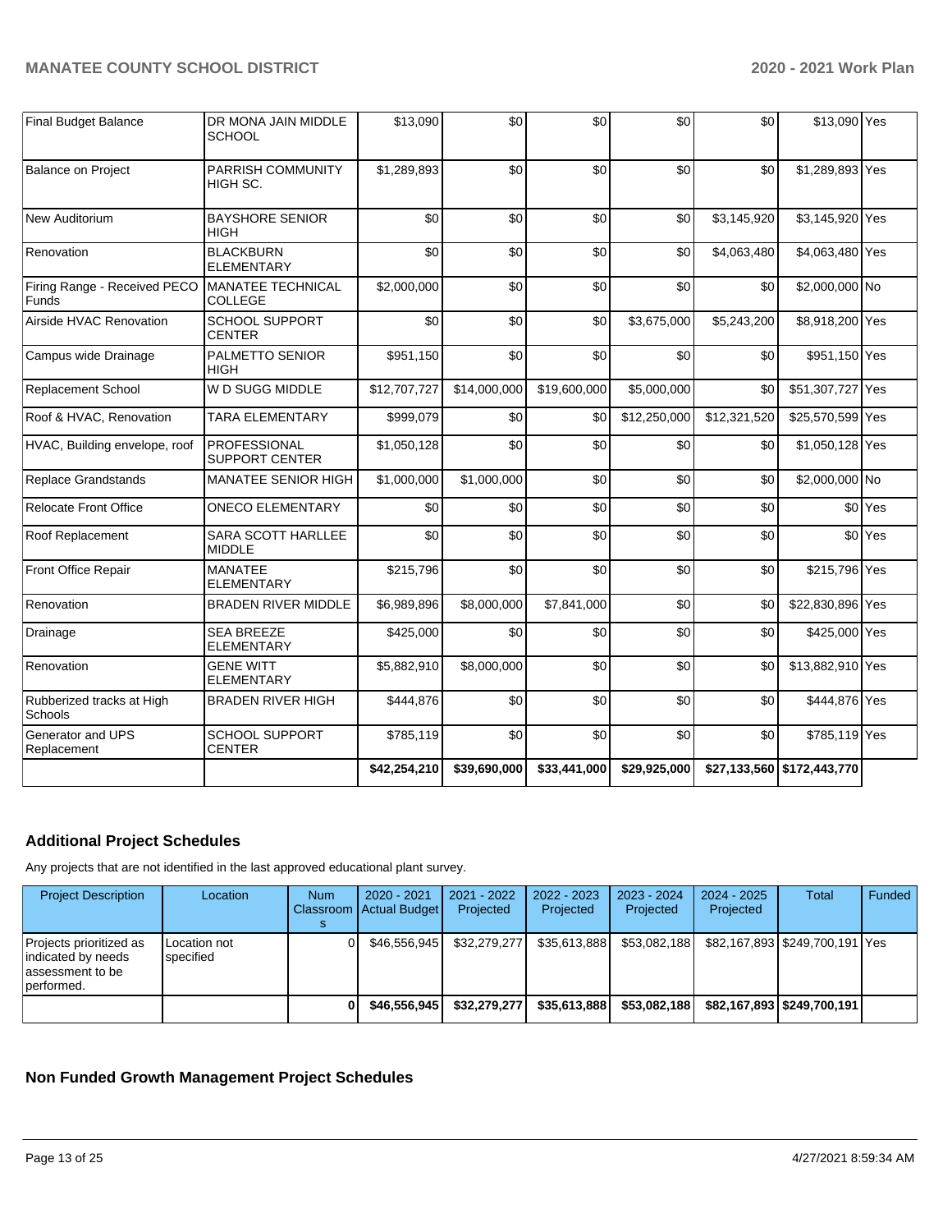| | | | | | | | | |
|---|---|---|---|---|---|---|---|---|
| Final Budget Balance | DR MONA JAIN MIDDLE SCHOOL | $13,090 | $0 | $0 | $0 | $0 | $13,090 | Yes |
| Balance on Project | PARRISH COMMUNITY HIGH SC. | $1,289,893 | $0 | $0 | $0 | $0 | $1,289,893 | Yes |
| New Auditorium | BAYSHORE SENIOR HIGH | $0 | $0 | $0 | $0 | $3,145,920 | $3,145,920 | Yes |
| Renovation | BLACKBURN ELEMENTARY | $0 | $0 | $0 | $0 | $4,063,480 | $4,063,480 | Yes |
| Firing Range - Received PECO Funds | MANATEE TECHNICAL COLLEGE | $2,000,000 | $0 | $0 | $0 | $0 | $2,000,000 | No |
| Airside HVAC Renovation | SCHOOL SUPPORT CENTER | $0 | $0 | $0 | $3,675,000 | $5,243,200 | $8,918,200 | Yes |
| Campus wide Drainage | PALMETTO SENIOR HIGH | $951,150 | $0 | $0 | $0 | $0 | $951,150 | Yes |
| Replacement School | W D SUGG MIDDLE | $12,707,727 | $14,000,000 | $19,600,000 | $5,000,000 | $0 | $51,307,727 | Yes |
| Roof & HVAC, Renovation | TARA ELEMENTARY | $999,079 | $0 | $0 | $12,250,000 | $12,321,520 | $25,570,599 | Yes |
| HVAC, Building envelope, roof | PROFESSIONAL SUPPORT CENTER | $1,050,128 | $0 | $0 | $0 | $0 | $1,050,128 | Yes |
| Replace Grandstands | MANATEE SENIOR HIGH | $1,000,000 | $1,000,000 | $0 | $0 | $0 | $2,000,000 | No |
| Relocate Front Office | ONECO ELEMENTARY | $0 | $0 | $0 | $0 | $0 | $0 | Yes |
| Roof Replacement | SARA SCOTT HARLLEE MIDDLE | $0 | $0 | $0 | $0 | $0 | $0 | Yes |
| Front Office Repair | MANATEE ELEMENTARY | $215,796 | $0 | $0 | $0 | $0 | $215,796 | Yes |
| Renovation | BRADEN RIVER MIDDLE | $6,989,896 | $8,000,000 | $7,841,000 | $0 | $0 | $22,830,896 | Yes |
| Drainage | SEA BREEZE ELEMENTARY | $425,000 | $0 | $0 | $0 | $0 | $425,000 | Yes |
| Renovation | GENE WITT ELEMENTARY | $5,882,910 | $8,000,000 | $0 | $0 | $0 | $13,882,910 | Yes |
| Rubberized tracks at High Schools | BRADEN RIVER HIGH | $444,876 | $0 | $0 | $0 | $0 | $444,876 | Yes |
| Generator and UPS Replacement | SCHOOL SUPPORT CENTER | $785,119 | $0 | $0 | $0 | $0 | $785,119 | Yes |
| | | $42,254,210 | $39,690,000 | $33,441,000 | $29,925,000 | $27,133,560 | $172,443,770 | |

## Additional Project Schedules

Any projects that are not identified in the last approved educational plant survey.

| Project Description | Location | Num Classrooms | 2020 - 2021 Actual Budget | 2021 - 2022 Projected | 2022 - 2023 Projected | 2023 - 2024 Projected | 2024 - 2025 Projected | Total | Funded |
|---|---|---|---|---|---|---|---|---|---|
| Projects prioritized as indicated by needs assessment to be performed. | Location not specified | 0 | $46,556,945 | $32,279,277 | $35,613,888 | $53,082,188 | $82,167,893 | $249,700,191 | Yes |
| | | 0 | $46,556,945 | $32,279,277 | $35,613,888 | $53,082,188 | $82,167,893 | $249,700,191 | |

## Non Funded Growth Management Project Schedules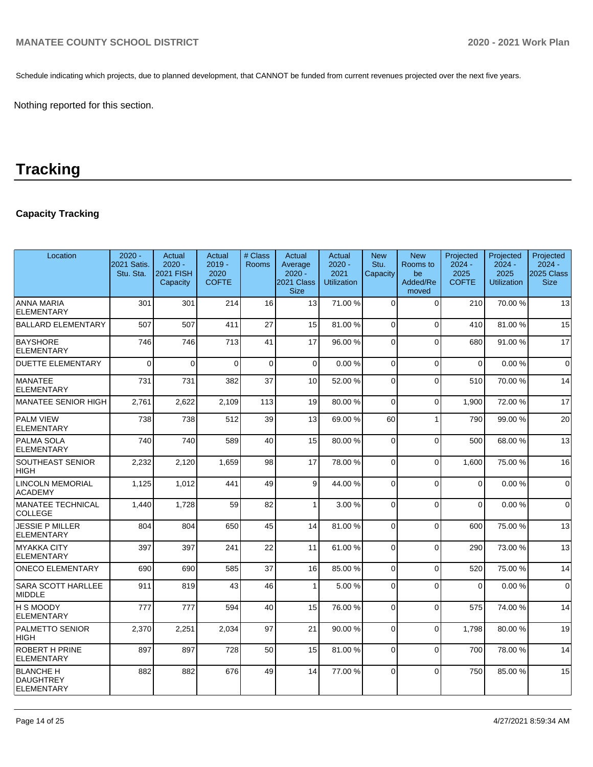Schedule indicating which projects, due to planned development, that CANNOT be funded from current revenues projected over the next five years.

Nothing reported for this section.

# Tracking

### Capacity Tracking

| Location | 2020 - 2021 Satis. Stu. Sta. | Actual 2020 - 2021 FISH Capacity | Actual 2019 - 2020 COFTE | # Class Rooms | Actual Average 2020 - 2021 Class Size | Actual 2020 - 2021 Utilization | New Stu. Capacity | New Rooms to be Added/Re moved | Projected 2024 - 2025 COFTE | Projected 2024 - 2025 Utilization | Projected 2024 - 2025 Class Size |
|---|---|---|---|---|---|---|---|---|---|---|---|
| ANNA MARIA ELEMENTARY | 301 | 301 | 214 | 16 | 13 | 71.00 % | 0 | 0 | 210 | 70.00 % | 13 |
| BALLARD ELEMENTARY | 507 | 507 | 411 | 27 | 15 | 81.00 % | 0 | 0 | 410 | 81.00 % | 15 |
| BAYSHORE ELEMENTARY | 746 | 746 | 713 | 41 | 17 | 96.00 % | 0 | 0 | 680 | 91.00 % | 17 |
| DUETTE ELEMENTARY | 0 | 0 | 0 | 0 | 0 | 0.00 % | 0 | 0 | 0 | 0.00 % | 0 |
| MANATEE ELEMENTARY | 731 | 731 | 382 | 37 | 10 | 52.00 % | 0 | 0 | 510 | 70.00 % | 14 |
| MANATEE SENIOR HIGH | 2,761 | 2,622 | 2,109 | 113 | 19 | 80.00 % | 0 | 0 | 1,900 | 72.00 % | 17 |
| PALM VIEW ELEMENTARY | 738 | 738 | 512 | 39 | 13 | 69.00 % | 60 | 1 | 790 | 99.00 % | 20 |
| PALMA SOLA ELEMENTARY | 740 | 740 | 589 | 40 | 15 | 80.00 % | 0 | 0 | 500 | 68.00 % | 13 |
| SOUTHEAST SENIOR HIGH | 2,232 | 2,120 | 1,659 | 98 | 17 | 78.00 % | 0 | 0 | 1,600 | 75.00 % | 16 |
| LINCOLN MEMORIAL ACADEMY | 1,125 | 1,012 | 441 | 49 | 9 | 44.00 % | 0 | 0 | 0 | 0.00 % | 0 |
| MANATEE TECHNICAL COLLEGE | 1,440 | 1,728 | 59 | 82 | 1 | 3.00 % | 0 | 0 | 0 | 0.00 % | 0 |
| JESSIE P MILLER ELEMENTARY | 804 | 804 | 650 | 45 | 14 | 81.00 % | 0 | 0 | 600 | 75.00 % | 13 |
| MYAKKA CITY ELEMENTARY | 397 | 397 | 241 | 22 | 11 | 61.00 % | 0 | 0 | 290 | 73.00 % | 13 |
| ONECO ELEMENTARY | 690 | 690 | 585 | 37 | 16 | 85.00 % | 0 | 0 | 520 | 75.00 % | 14 |
| SARA SCOTT HARLLEE MIDDLE | 911 | 819 | 43 | 46 | 1 | 5.00 % | 0 | 0 | 0 | 0.00 % | 0 |
| H S MOODY ELEMENTARY | 777 | 777 | 594 | 40 | 15 | 76.00 % | 0 | 0 | 575 | 74.00 % | 14 |
| PALMETTO SENIOR HIGH | 2,370 | 2,251 | 2,034 | 97 | 21 | 90.00 % | 0 | 0 | 1,798 | 80.00 % | 19 |
| ROBERT H PRINE ELEMENTARY | 897 | 897 | 728 | 50 | 15 | 81.00 % | 0 | 0 | 700 | 78.00 % | 14 |
| BLANCHE H DAUGHTREY ELEMENTARY | 882 | 882 | 676 | 49 | 14 | 77.00 % | 0 | 0 | 750 | 85.00 % | 15 |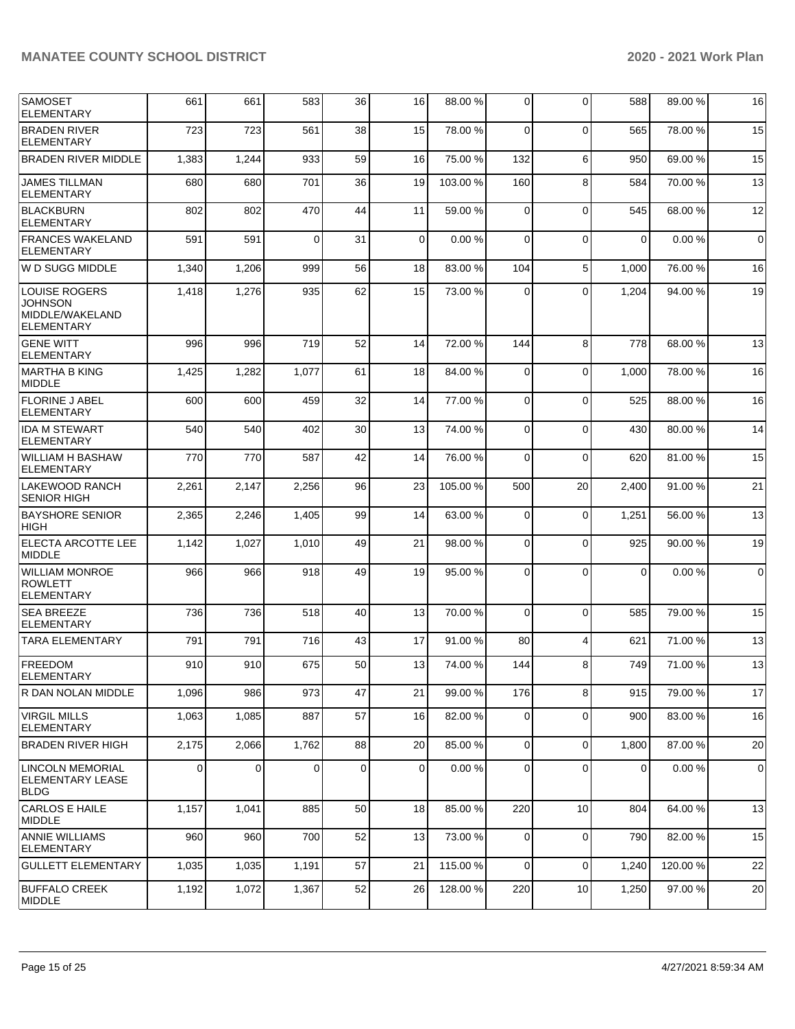| | | | | | | | | | | |
|---|---|---|---|---|---|---|---|---|---|---|
| SAMOSET ELEMENTARY | 661 | 661 | 583 | 36 | 16 | 88.00 % | 0 | 0 | 588 | 89.00 % | 16 |
| BRADEN RIVER ELEMENTARY | 723 | 723 | 561 | 38 | 15 | 78.00 % | 0 | 0 | 565 | 78.00 % | 15 |
| BRADEN RIVER MIDDLE | 1,383 | 1,244 | 933 | 59 | 16 | 75.00 % | 132 | 6 | 950 | 69.00 % | 15 |
| JAMES TILLMAN ELEMENTARY | 680 | 680 | 701 | 36 | 19 | 103.00 % | 160 | 8 | 584 | 70.00 % | 13 |
| BLACKBURN ELEMENTARY | 802 | 802 | 470 | 44 | 11 | 59.00 % | 0 | 0 | 545 | 68.00 % | 12 |
| FRANCES WAKELAND ELEMENTARY | 591 | 591 | 0 | 31 | 0 | 0.00 % | 0 | 0 | 0 | 0.00 % | 0 |
| W D SUGG MIDDLE | 1,340 | 1,206 | 999 | 56 | 18 | 83.00 % | 104 | 5 | 1,000 | 76.00 % | 16 |
| LOUISE ROGERS JOHNSON MIDDLE/WAKELAND ELEMENTARY | 1,418 | 1,276 | 935 | 62 | 15 | 73.00 % | 0 | 0 | 1,204 | 94.00 % | 19 |
| GENE WITT ELEMENTARY | 996 | 996 | 719 | 52 | 14 | 72.00 % | 144 | 8 | 778 | 68.00 % | 13 |
| MARTHA B KING MIDDLE | 1,425 | 1,282 | 1,077 | 61 | 18 | 84.00 % | 0 | 0 | 1,000 | 78.00 % | 16 |
| FLORINE J ABEL ELEMENTARY | 600 | 600 | 459 | 32 | 14 | 77.00 % | 0 | 0 | 525 | 88.00 % | 16 |
| IDA M STEWART ELEMENTARY | 540 | 540 | 402 | 30 | 13 | 74.00 % | 0 | 0 | 430 | 80.00 % | 14 |
| WILLIAM H BASHAW ELEMENTARY | 770 | 770 | 587 | 42 | 14 | 76.00 % | 0 | 0 | 620 | 81.00 % | 15 |
| LAKEWOOD RANCH SENIOR HIGH | 2,261 | 2,147 | 2,256 | 96 | 23 | 105.00 % | 500 | 20 | 2,400 | 91.00 % | 21 |
| BAYSHORE SENIOR HIGH | 2,365 | 2,246 | 1,405 | 99 | 14 | 63.00 % | 0 | 0 | 1,251 | 56.00 % | 13 |
| ELECTA ARCOTTE LEE MIDDLE | 1,142 | 1,027 | 1,010 | 49 | 21 | 98.00 % | 0 | 0 | 925 | 90.00 % | 19 |
| WILLIAM MONROE ROWLETT ELEMENTARY | 966 | 966 | 918 | 49 | 19 | 95.00 % | 0 | 0 | 0 | 0.00 % | 0 |
| SEA BREEZE ELEMENTARY | 736 | 736 | 518 | 40 | 13 | 70.00 % | 0 | 0 | 585 | 79.00 % | 15 |
| TARA ELEMENTARY | 791 | 791 | 716 | 43 | 17 | 91.00 % | 80 | 4 | 621 | 71.00 % | 13 |
| FREEDOM ELEMENTARY | 910 | 910 | 675 | 50 | 13 | 74.00 % | 144 | 8 | 749 | 71.00 % | 13 |
| R DAN NOLAN MIDDLE | 1,096 | 986 | 973 | 47 | 21 | 99.00 % | 176 | 8 | 915 | 79.00 % | 17 |
| VIRGIL MILLS ELEMENTARY | 1,063 | 1,085 | 887 | 57 | 16 | 82.00 % | 0 | 0 | 900 | 83.00 % | 16 |
| BRADEN RIVER HIGH | 2,175 | 2,066 | 1,762 | 88 | 20 | 85.00 % | 0 | 0 | 1,800 | 87.00 % | 20 |
| LINCOLN MEMORIAL ELEMENTARY LEASE BLDG | 0 | 0 | 0 | 0 | 0 | 0.00 % | 0 | 0 | 0 | 0.00 % | 0 |
| CARLOS E HAILE MIDDLE | 1,157 | 1,041 | 885 | 50 | 18 | 85.00 % | 220 | 10 | 804 | 64.00 % | 13 |
| ANNIE WILLIAMS ELEMENTARY | 960 | 960 | 700 | 52 | 13 | 73.00 % | 0 | 0 | 790 | 82.00 % | 15 |
| GULLETT ELEMENTARY | 1,035 | 1,035 | 1,191 | 57 | 21 | 115.00 % | 0 | 0 | 1,240 | 120.00 % | 22 |
| BUFFALO CREEK MIDDLE | 1,192 | 1,072 | 1,367 | 52 | 26 | 128.00 % | 220 | 10 | 1,250 | 97.00 % | 20 |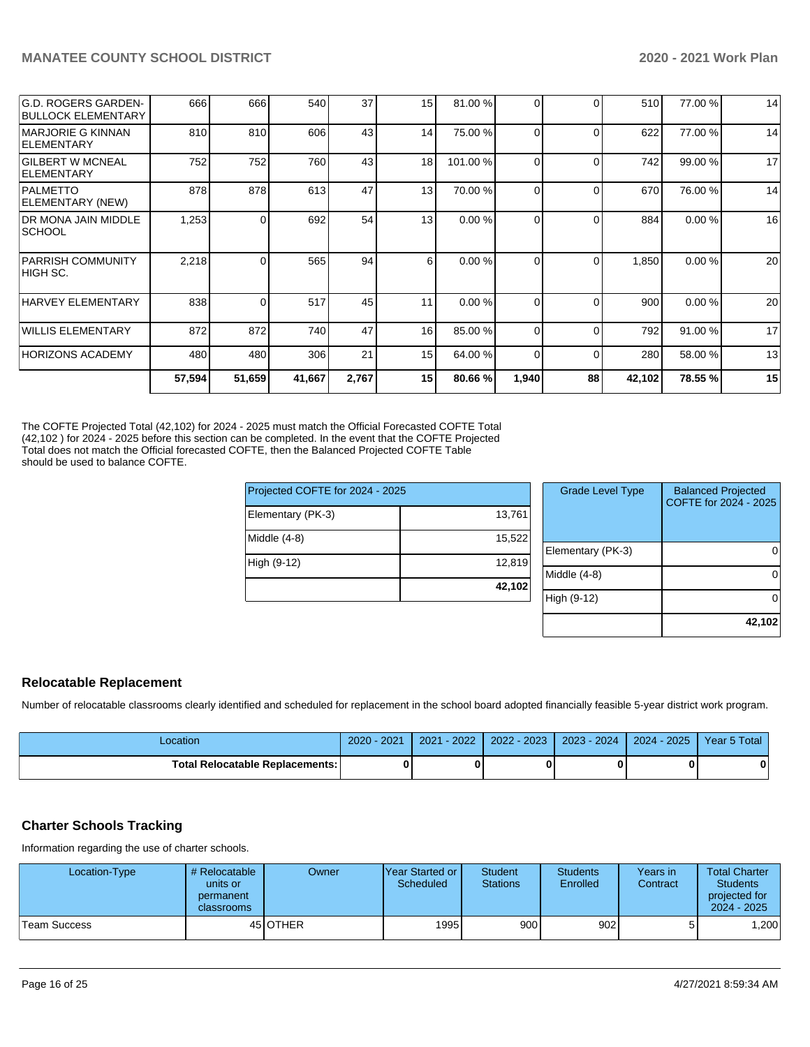| | | | | | | | | | | | |
|---|---|---|---|---|---|---|---|---|---|---|---|
| G.D. ROGERS GARDEN-BULLOCK ELEMENTARY | 666 | 666 | 540 | 37 | 15 | 81.00 % | 0 | 0 | 510 | 77.00 % | 14 |
| MARJORIE G KINNAN ELEMENTARY | 810 | 810 | 606 | 43 | 14 | 75.00 % | 0 | 0 | 622 | 77.00 % | 14 |
| GILBERT W MCNEAL ELEMENTARY | 752 | 752 | 760 | 43 | 18 | 101.00 % | 0 | 0 | 742 | 99.00 % | 17 |
| PALMETTO ELEMENTARY (NEW) | 878 | 878 | 613 | 47 | 13 | 70.00 % | 0 | 0 | 670 | 76.00 % | 14 |
| DR MONA JAIN MIDDLE SCHOOL | 1,253 | 0 | 692 | 54 | 13 | 0.00 % | 0 | 0 | 884 | 0.00 % | 16 |
| PARRISH COMMUNITY HIGH SC. | 2,218 | 0 | 565 | 94 | 6 | 0.00 % | 0 | 0 | 1,850 | 0.00 % | 20 |
| HARVEY ELEMENTARY | 838 | 0 | 517 | 45 | 11 | 0.00 % | 0 | 0 | 900 | 0.00 % | 20 |
| WILLIS ELEMENTARY | 872 | 872 | 740 | 47 | 16 | 85.00 % | 0 | 0 | 792 | 91.00 % | 17 |
| HORIZONS ACADEMY | 480 | 480 | 306 | 21 | 15 | 64.00 % | 0 | 0 | 280 | 58.00 % | 13 |
| | **57,594** | **51,659** | **41,667** | **2,767** | **15** | **80.66 %** | **1,940** | **88** | **42,102** | **78.55 %** | **15** |

The COFTE Projected Total (42,102) for 2024 - 2025 must match the Official Forecasted COFTE Total (42,102 ) for 2024 - 2025 before this section can be completed. In the event that the COFTE Projected Total does not match the Official forecasted COFTE, then the Balanced Projected COFTE Table should be used to balance COFTE.

| Projected COFTE for 2024 - 2025 | |
|---|---|
| Elementary (PK-3) | 13,761 |
| Middle (4-8) | 15,522 |
| High (9-12) | 12,819 |
| | **42,102** |

| Grade Level Type | Balanced Projected COFTE for 2024 - 2025 |
|---|---|
| Elementary (PK-3) | 0 |
| Middle (4-8) | 0 |
| High (9-12) | 0 |
| | **42,102** |

## Relocatable Replacement

Number of relocatable classrooms clearly identified and scheduled for replacement in the school board adopted financially feasible 5-year district work program.

| Location | 2020 - 2021 | 2021 - 2022 | 2022 - 2023 | 2023 - 2024 | 2024 - 2025 | Year 5 Total |
|---|---|---|---|---|---|---|
| **Total Relocatable Replacements:** | **0** | **0** | **0** | **0** | **0** | **0** |

## Charter Schools Tracking

Information regarding the use of charter schools.

| Location-Type | # Relocatable units or permanent classrooms | Owner | Year Started or Scheduled | Student Stations | Students Enrolled | Years in Contract | Total Charter Students projected for 2024 - 2025 |
|---|---|---|---|---|---|---|---|
| Team Success | 45 | OTHER | 1995 | 900 | 902 | 5 | 1,200 |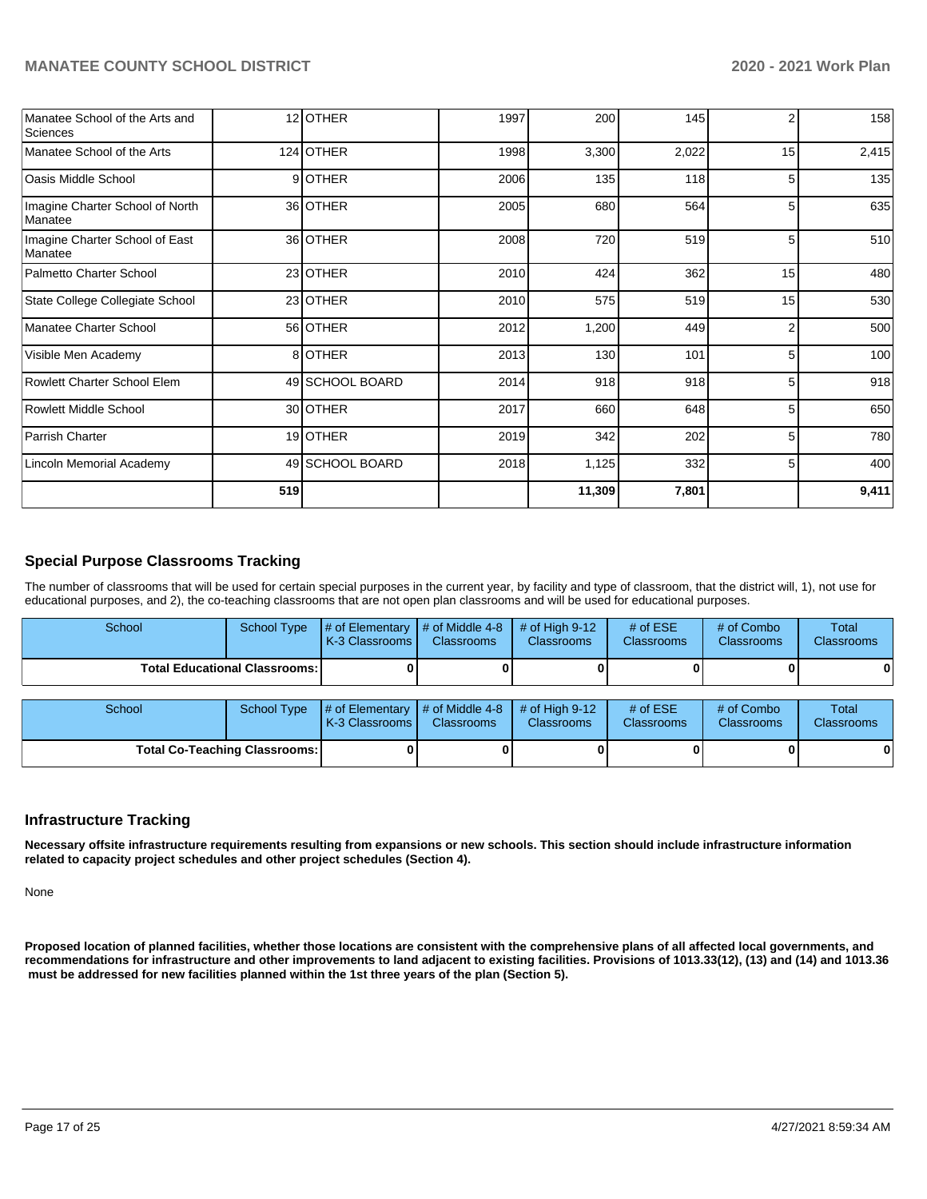| | | | | | | | |
|---|---|---|---|---|---|---|---|
| Manatee School of the Arts and Sciences | 12 | OTHER | 1997 | 200 | 145 | 2 | 158 |
| Manatee School of the Arts | 124 | OTHER | 1998 | 3,300 | 2,022 | 15 | 2,415 |
| Oasis Middle School | 9 | OTHER | 2006 | 135 | 118 | 5 | 135 |
| Imagine Charter School of North Manatee | 36 | OTHER | 2005 | 680 | 564 | 5 | 635 |
| Imagine Charter School of East Manatee | 36 | OTHER | 2008 | 720 | 519 | 5 | 510 |
| Palmetto Charter School | 23 | OTHER | 2010 | 424 | 362 | 15 | 480 |
| State College Collegiate School | 23 | OTHER | 2010 | 575 | 519 | 15 | 530 |
| Manatee Charter School | 56 | OTHER | 2012 | 1,200 | 449 | 2 | 500 |
| Visible Men Academy | 8 | OTHER | 2013 | 130 | 101 | 5 | 100 |
| Rowlett Charter School Elem | 49 | SCHOOL BOARD | 2014 | 918 | 918 | 5 | 918 |
| Rowlett Middle School | 30 | OTHER | 2017 | 660 | 648 | 5 | 650 |
| Parrish Charter | 19 | OTHER | 2019 | 342 | 202 | 5 | 780 |
| Lincoln Memorial Academy | 49 | SCHOOL BOARD | 2018 | 1,125 | 332 | 5 | 400 |
| | **519** | | | **11,309** | **7,801** | | **9,411** |

## Special Purpose Classrooms Tracking

The number of classrooms that will be used for certain special purposes in the current year, by facility and type of classroom, that the district will, 1), not use for educational purposes, and 2), the co-teaching classrooms that are not open plan classrooms and will be used for educational purposes.

| School | School Type | # of Elementary K-3 Classrooms | # of Middle 4-8 Classrooms | # of High 9-12 Classrooms | # of ESE Classrooms | # of Combo Classrooms | Total Classrooms |
|---|---|---|---|---|---|---|---|
| **Total Educational Classrooms:** | | **0** | **0** | **0** | **0** | **0** | **0** |

| School | School Type | # of Elementary K-3 Classrooms | # of Middle 4-8 Classrooms | # of High 9-12 Classrooms | # of ESE Classrooms | # of Combo Classrooms | Total Classrooms |
|---|---|---|---|---|---|---|---|
| **Total Co-Teaching Classrooms:** | | **0** | **0** | **0** | **0** | **0** | **0** |

## Infrastructure Tracking

**Necessary offsite infrastructure requirements resulting from expansions or new schools. This section should include infrastructure information related to capacity project schedules and other project schedules (Section 4).**

None

**Proposed location of planned facilities, whether those locations are consistent with the comprehensive plans of all affected local governments, and recommendations for infrastructure and other improvements to land adjacent to existing facilities. Provisions of 1013.33(12), (13) and (14) and 1013.36 must be addressed for new facilities planned within the 1st three years of the plan (Section 5).**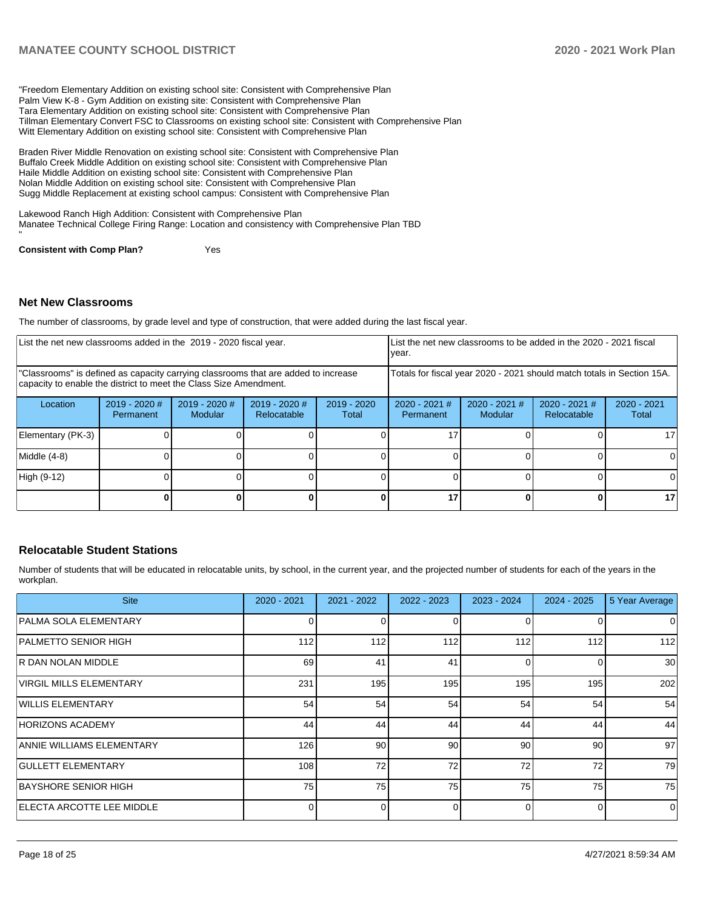"Freedom Elementary Addition on existing school site: Consistent with Comprehensive Plan
Palm View K-8 - Gym Addition on existing site: Consistent with Comprehensive Plan
Tara Elementary Addition on existing school site: Consistent with Comprehensive Plan
Tillman Elementary Convert FSC to Classrooms on existing school site: Consistent with Comprehensive Plan
Witt Elementary Addition on existing school site: Consistent with Comprehensive Plan

Braden River Middle Renovation on existing school site: Consistent with Comprehensive Plan
Buffalo Creek Middle Addition on existing school site: Consistent with Comprehensive Plan
Haile Middle Addition on existing school site: Consistent with Comprehensive Plan
Nolan Middle Addition on existing school site: Consistent with Comprehensive Plan
Sugg Middle Replacement at existing school campus: Consistent with Comprehensive Plan

Lakewood Ranch High Addition: Consistent with Comprehensive Plan
Manatee Technical College Firing Range: Location and consistency with Comprehensive Plan TBD
"

**Consistent with Comp Plan?** Yes

### Net New Classrooms

The number of classrooms, by grade level and type of construction, that were added during the last fiscal year.

| List the net new classrooms added in the 2019 - 2020 fiscal year. | | | | | List the net new classrooms to be added in the 2020 - 2021 fiscal year. | | | |
|---|---|---|---|---|---|---|---|---|
| "Classrooms" is defined as capacity carrying classrooms that are added to increase capacity to enable the district to meet the Class Size Amendment. | | | | | Totals for fiscal year 2020 - 2021 should match totals in Section 15A. | | | |
| Location | 2019 - 2020 # Permanent | 2019 - 2020 # Modular | 2019 - 2020 # Relocatable | 2019 - 2020 Total | 2020 - 2021 # Permanent | 2020 - 2021 # Modular | 2020 - 2021 # Relocatable | 2020 - 2021 Total |
| Elementary (PK-3) | 0 | 0 | 0 | 0 | 17 | 0 | 0 | 17 |
| Middle (4-8) | 0 | 0 | 0 | 0 | 0 | 0 | 0 | 0 |
| High (9-12) | 0 | 0 | 0 | 0 | 0 | 0 | 0 | 0 |
| | **0** | **0** | **0** | **0** | **17** | **0** | **0** | **17** |

### Relocatable Student Stations

Number of students that will be educated in relocatable units, by school, in the current year, and the projected number of students for each of the years in the workplan.

| Site | 2020 - 2021 | 2021 - 2022 | 2022 - 2023 | 2023 - 2024 | 2024 - 2025 | 5 Year Average |
|---|---|---|---|---|---|---|
| PALMA SOLA ELEMENTARY | 0 | 0 | 0 | 0 | 0 | 0 |
| PALMETTO SENIOR HIGH | 112 | 112 | 112 | 112 | 112 | 112 |
| R DAN NOLAN MIDDLE | 69 | 41 | 41 | 0 | 0 | 30 |
| VIRGIL MILLS ELEMENTARY | 231 | 195 | 195 | 195 | 195 | 202 |
| WILLIS ELEMENTARY | 54 | 54 | 54 | 54 | 54 | 54 |
| HORIZONS ACADEMY | 44 | 44 | 44 | 44 | 44 | 44 |
| ANNIE WILLIAMS ELEMENTARY | 126 | 90 | 90 | 90 | 90 | 97 |
| GULLETT ELEMENTARY | 108 | 72 | 72 | 72 | 72 | 79 |
| BAYSHORE SENIOR HIGH | 75 | 75 | 75 | 75 | 75 | 75 |
| ELECTA ARCOTTE LEE MIDDLE | 0 | 0 | 0 | 0 | 0 | 0 |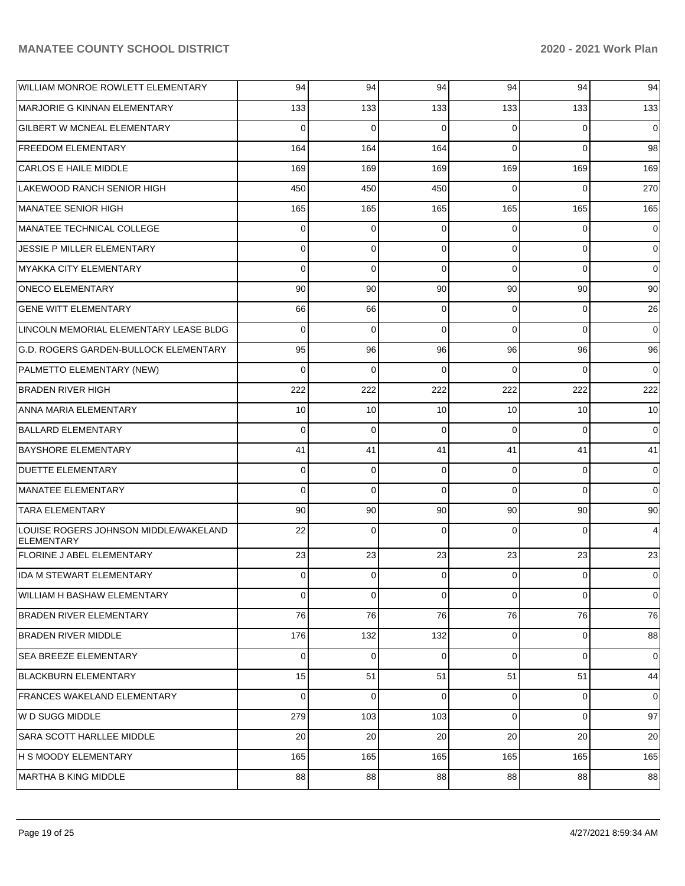| | | | | | | |
|---|---|---|---|---|---|---|
| WILLIAM MONROE ROWLETT ELEMENTARY | 94 | 94 | 94 | 94 | 94 | 94 |
| MARJORIE G KINNAN ELEMENTARY | 133 | 133 | 133 | 133 | 133 | 133 |
| GILBERT W MCNEAL ELEMENTARY | 0 | 0 | 0 | 0 | 0 | 0 |
| FREEDOM ELEMENTARY | 164 | 164 | 164 | 0 | 0 | 98 |
| CARLOS E HAILE MIDDLE | 169 | 169 | 169 | 169 | 169 | 169 |
| LAKEWOOD RANCH SENIOR HIGH | 450 | 450 | 450 | 0 | 0 | 270 |
| MANATEE SENIOR HIGH | 165 | 165 | 165 | 165 | 165 | 165 |
| MANATEE TECHNICAL COLLEGE | 0 | 0 | 0 | 0 | 0 | 0 |
| JESSIE P MILLER ELEMENTARY | 0 | 0 | 0 | 0 | 0 | 0 |
| MYAKKA CITY ELEMENTARY | 0 | 0 | 0 | 0 | 0 | 0 |
| ONECO ELEMENTARY | 90 | 90 | 90 | 90 | 90 | 90 |
| GENE WITT ELEMENTARY | 66 | 66 | 0 | 0 | 0 | 26 |
| LINCOLN MEMORIAL ELEMENTARY LEASE BLDG | 0 | 0 | 0 | 0 | 0 | 0 |
| G.D. ROGERS GARDEN-BULLOCK ELEMENTARY | 95 | 96 | 96 | 96 | 96 | 96 |
| PALMETTO ELEMENTARY (NEW) | 0 | 0 | 0 | 0 | 0 | 0 |
| BRADEN RIVER HIGH | 222 | 222 | 222 | 222 | 222 | 222 |
| ANNA MARIA ELEMENTARY | 10 | 10 | 10 | 10 | 10 | 10 |
| BALLARD ELEMENTARY | 0 | 0 | 0 | 0 | 0 | 0 |
| BAYSHORE ELEMENTARY | 41 | 41 | 41 | 41 | 41 | 41 |
| DUETTE ELEMENTARY | 0 | 0 | 0 | 0 | 0 | 0 |
| MANATEE ELEMENTARY | 0 | 0 | 0 | 0 | 0 | 0 |
| TARA ELEMENTARY | 90 | 90 | 90 | 90 | 90 | 90 |
| LOUISE ROGERS JOHNSON MIDDLE/WAKELAND ELEMENTARY | 22 | 0 | 0 | 0 | 0 | 4 |
| FLORINE J ABEL ELEMENTARY | 23 | 23 | 23 | 23 | 23 | 23 |
| IDA M STEWART ELEMENTARY | 0 | 0 | 0 | 0 | 0 | 0 |
| WILLIAM H BASHAW ELEMENTARY | 0 | 0 | 0 | 0 | 0 | 0 |
| BRADEN RIVER ELEMENTARY | 76 | 76 | 76 | 76 | 76 | 76 |
| BRADEN RIVER MIDDLE | 176 | 132 | 132 | 0 | 0 | 88 |
| SEA BREEZE ELEMENTARY | 0 | 0 | 0 | 0 | 0 | 0 |
| BLACKBURN ELEMENTARY | 15 | 51 | 51 | 51 | 51 | 44 |
| FRANCES WAKELAND ELEMENTARY | 0 | 0 | 0 | 0 | 0 | 0 |
| W D SUGG MIDDLE | 279 | 103 | 103 | 0 | 0 | 97 |
| SARA SCOTT HARLLEE MIDDLE | 20 | 20 | 20 | 20 | 20 | 20 |
| H S MOODY ELEMENTARY | 165 | 165 | 165 | 165 | 165 | 165 |
| MARTHA B KING MIDDLE | 88 | 88 | 88 | 88 | 88 | 88 |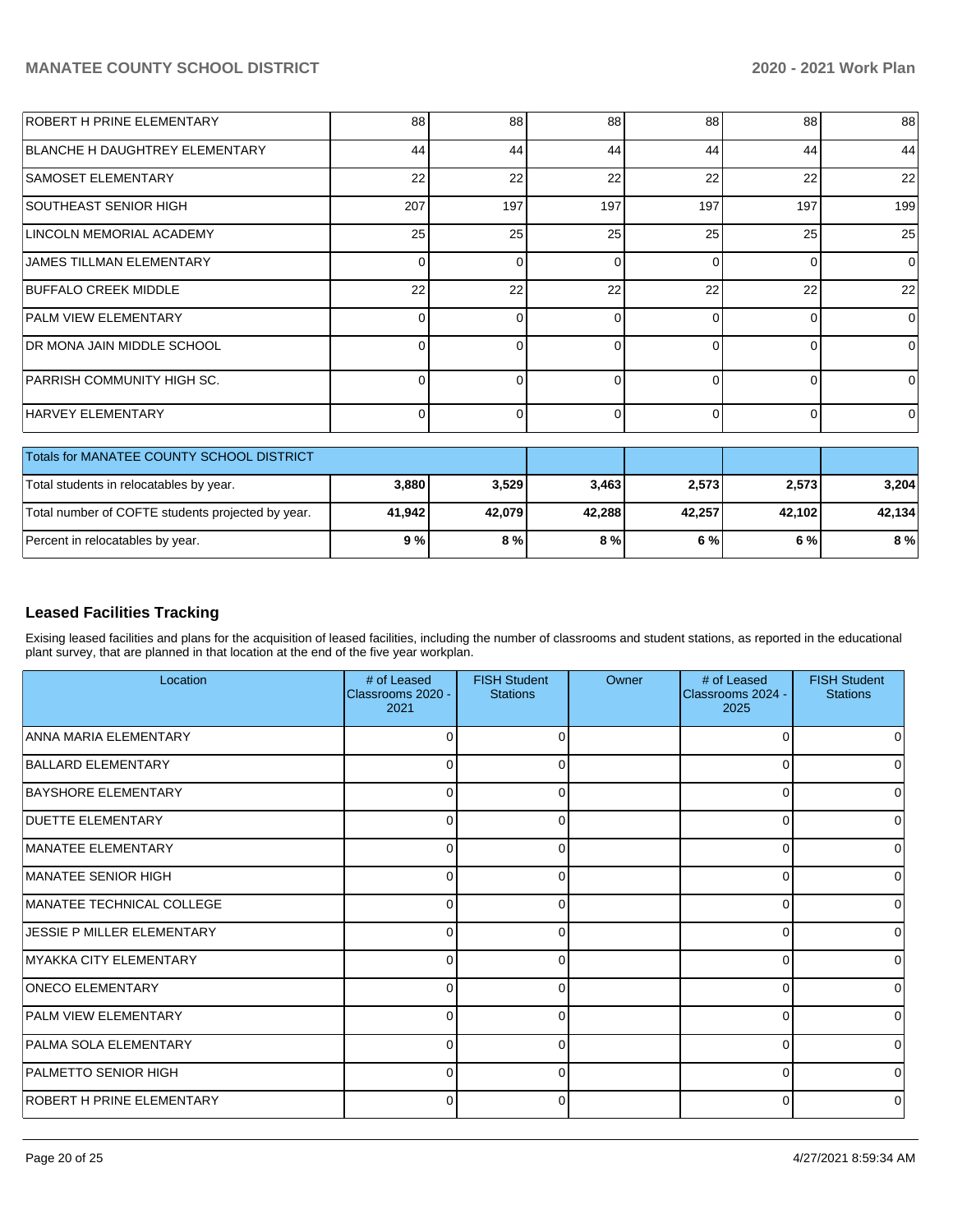| | | | | | | |
|---|---|---|---|---|---|---|
| ROBERT H PRINE ELEMENTARY | 88 | 88 | 88 | 88 | 88 | 88 |
| BLANCHE H DAUGHTREY ELEMENTARY | 44 | 44 | 44 | 44 | 44 | 44 |
| SAMOSET ELEMENTARY | 22 | 22 | 22 | 22 | 22 | 22 |
| SOUTHEAST SENIOR HIGH | 207 | 197 | 197 | 197 | 197 | 199 |
| LINCOLN MEMORIAL ACADEMY | 25 | 25 | 25 | 25 | 25 | 25 |
| JAMES TILLMAN ELEMENTARY | 0 | 0 | 0 | 0 | 0 | 0 |
| BUFFALO CREEK MIDDLE | 22 | 22 | 22 | 22 | 22 | 22 |
| PALM VIEW ELEMENTARY | 0 | 0 | 0 | 0 | 0 | 0 |
| DR MONA JAIN MIDDLE SCHOOL | 0 | 0 | 0 | 0 | 0 | 0 |
| PARRISH COMMUNITY HIGH SC. | 0 | 0 | 0 | 0 | 0 | 0 |
| HARVEY ELEMENTARY | 0 | 0 | 0 | 0 | 0 | 0 |

| Totals for MANATEE COUNTY SCHOOL DISTRICT | | | | | | |
|---|---|---|---|---|---|---|
| Total students in relocatables by year. | **3,880** | **3,529** | **3,463** | **2,573** | **2,573** | **3,204** |
| Total number of COFTE students projected by year. | **41,942** | **42,079** | **42,288** | **42,257** | **42,102** | **42,134** |
| Percent in relocatables by year. | **9 %** | **8 %** | **8 %** | **6 %** | **6 %** | **8 %** |

## Leased Facilities Tracking

Exising leased facilities and plans for the acquisition of leased facilities, including the number of classrooms and student stations, as reported in the educational plant survey, that are planned in that location at the end of the five year workplan.

| Location | # of Leased Classrooms 2020 - 2021 | FISH Student Stations | Owner | # of Leased Classrooms 2024 - 2025 | FISH Student Stations |
|---|---|---|---|---|---|
| ANNA MARIA ELEMENTARY | 0 | 0 | | 0 | 0 |
| BALLARD ELEMENTARY | 0 | 0 | | 0 | 0 |
| BAYSHORE ELEMENTARY | 0 | 0 | | 0 | 0 |
| DUETTE ELEMENTARY | 0 | 0 | | 0 | 0 |
| MANATEE ELEMENTARY | 0 | 0 | | 0 | 0 |
| MANATEE SENIOR HIGH | 0 | 0 | | 0 | 0 |
| MANATEE TECHNICAL COLLEGE | 0 | 0 | | 0 | 0 |
| JESSIE P MILLER ELEMENTARY | 0 | 0 | | 0 | 0 |
| MYAKKA CITY ELEMENTARY | 0 | 0 | | 0 | 0 |
| ONECO ELEMENTARY | 0 | 0 | | 0 | 0 |
| PALM VIEW ELEMENTARY | 0 | 0 | | 0 | 0 |
| PALMA SOLA ELEMENTARY | 0 | 0 | | 0 | 0 |
| PALMETTO SENIOR HIGH | 0 | 0 | | 0 | 0 |
| ROBERT H PRINE ELEMENTARY | 0 | 0 | | 0 | 0 |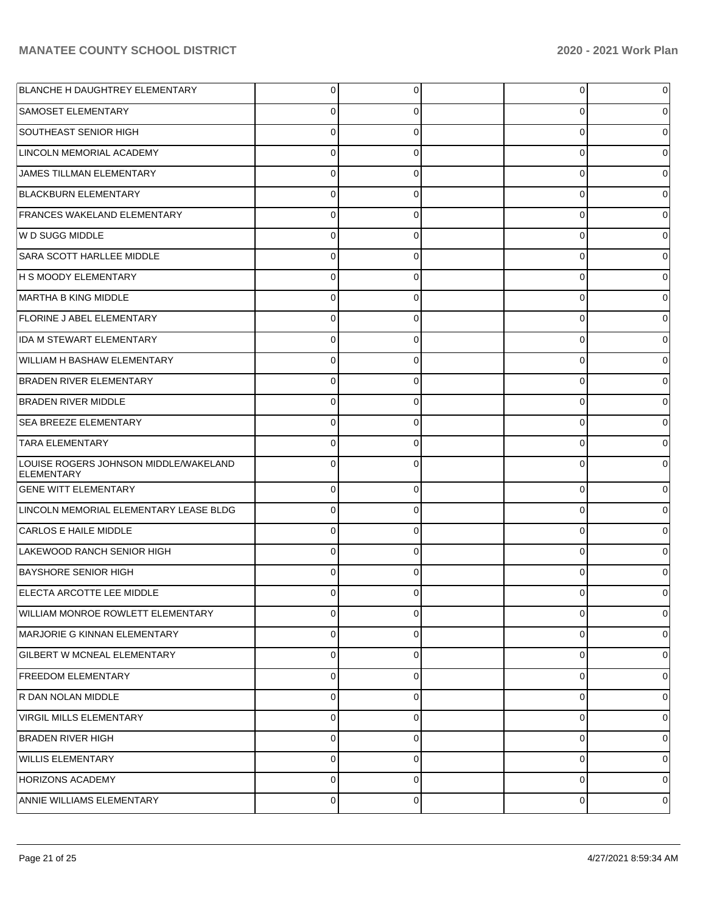| | | | | | |
|---|---|---|---|---|---|
| BLANCHE H DAUGHTREY ELEMENTARY | 0 | 0 | | 0 | 0 |
| SAMOSET ELEMENTARY | 0 | 0 | | 0 | 0 |
| SOUTHEAST SENIOR HIGH | 0 | 0 | | 0 | 0 |
| LINCOLN MEMORIAL ACADEMY | 0 | 0 | | 0 | 0 |
| JAMES TILLMAN ELEMENTARY | 0 | 0 | | 0 | 0 |
| BLACKBURN ELEMENTARY | 0 | 0 | | 0 | 0 |
| FRANCES WAKELAND ELEMENTARY | 0 | 0 | | 0 | 0 |
| W D SUGG MIDDLE | 0 | 0 | | 0 | 0 |
| SARA SCOTT HARLLEE MIDDLE | 0 | 0 | | 0 | 0 |
| H S MOODY ELEMENTARY | 0 | 0 | | 0 | 0 |
| MARTHA B KING MIDDLE | 0 | 0 | | 0 | 0 |
| FLORINE J ABEL ELEMENTARY | 0 | 0 | | 0 | 0 |
| IDA M STEWART ELEMENTARY | 0 | 0 | | 0 | 0 |
| WILLIAM H BASHAW ELEMENTARY | 0 | 0 | | 0 | 0 |
| BRADEN RIVER ELEMENTARY | 0 | 0 | | 0 | 0 |
| BRADEN RIVER MIDDLE | 0 | 0 | | 0 | 0 |
| SEA BREEZE ELEMENTARY | 0 | 0 | | 0 | 0 |
| TARA ELEMENTARY | 0 | 0 | | 0 | 0 |
| LOUISE ROGERS JOHNSON MIDDLE/WAKELAND ELEMENTARY | 0 | 0 | | 0 | 0 |
| GENE WITT ELEMENTARY | 0 | 0 | | 0 | 0 |
| LINCOLN MEMORIAL ELEMENTARY LEASE BLDG | 0 | 0 | | 0 | 0 |
| CARLOS E HAILE MIDDLE | 0 | 0 | | 0 | 0 |
| LAKEWOOD RANCH SENIOR HIGH | 0 | 0 | | 0 | 0 |
| BAYSHORE SENIOR HIGH | 0 | 0 | | 0 | 0 |
| ELECTA ARCOTTE LEE MIDDLE | 0 | 0 | | 0 | 0 |
| WILLIAM MONROE ROWLETT ELEMENTARY | 0 | 0 | | 0 | 0 |
| MARJORIE G KINNAN ELEMENTARY | 0 | 0 | | 0 | 0 |
| GILBERT W MCNEAL ELEMENTARY | 0 | 0 | | 0 | 0 |
| FREEDOM ELEMENTARY | 0 | 0 | | 0 | 0 |
| R DAN NOLAN MIDDLE | 0 | 0 | | 0 | 0 |
| VIRGIL MILLS ELEMENTARY | 0 | 0 | | 0 | 0 |
| BRADEN RIVER HIGH | 0 | 0 | | 0 | 0 |
| WILLIS ELEMENTARY | 0 | 0 | | 0 | 0 |
| HORIZONS ACADEMY | 0 | 0 | | 0 | 0 |
| ANNIE WILLIAMS ELEMENTARY | 0 | 0 | | 0 | 0 |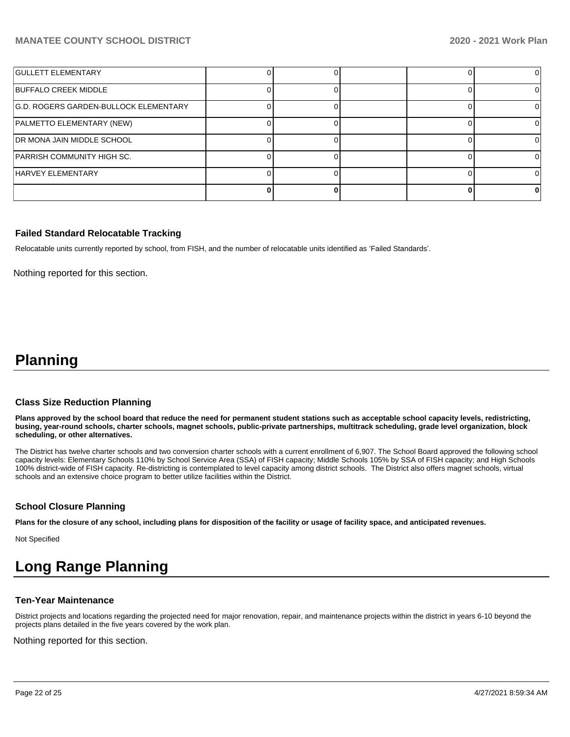| | | | | | |
|---|---|---|---|---|---|
| GULLETT ELEMENTARY | 0 | 0 | | 0 | 0 |
| BUFFALO CREEK MIDDLE | 0 | 0 | | 0 | 0 |
| G.D. ROGERS GARDEN-BULLOCK ELEMENTARY | 0 | 0 | | 0 | 0 |
| PALMETTO ELEMENTARY (NEW) | 0 | 0 | | 0 | 0 |
| DR MONA JAIN MIDDLE SCHOOL | 0 | 0 | | 0 | 0 |
| PARRISH COMMUNITY HIGH SC. | 0 | 0 | | 0 | 0 |
| HARVEY ELEMENTARY | 0 | 0 | | 0 | 0 |
| | **0** | **0** | | **0** | **0** |

### Failed Standard Relocatable Tracking

Relocatable units currently reported by school, from FISH, and the number of relocatable units identified as 'Failed Standards'.

Nothing reported for this section.

# Planning

### Class Size Reduction Planning

**Plans approved by the school board that reduce the need for permanent student stations such as acceptable school capacity levels, redistricting, busing, year-round schools, charter schools, magnet schools, public-private partnerships, multitrack scheduling, grade level organization, block scheduling, or other alternatives.**

The District has twelve charter schools and two conversion charter schools with a current enrollment of 6,907. The School Board approved the following school capacity levels: Elementary Schools 110% by School Service Area (SSA) of FISH capacity; Middle Schools 105% by SSA of FISH capacity; and High Schools 100% district-wide of FISH capacity. Re-districting is contemplated to level capacity among district schools. The District also offers magnet schools, virtual schools and an extensive choice program to better utilize facilities within the District.

### School Closure Planning

**Plans for the closure of any school, including plans for disposition of the facility or usage of facility space, and anticipated revenues.**

Not Specified

# Long Range Planning

### Ten-Year Maintenance

District projects and locations regarding the projected need for major renovation, repair, and maintenance projects within the district in years 6-10 beyond the projects plans detailed in the five years covered by the work plan.

Nothing reported for this section.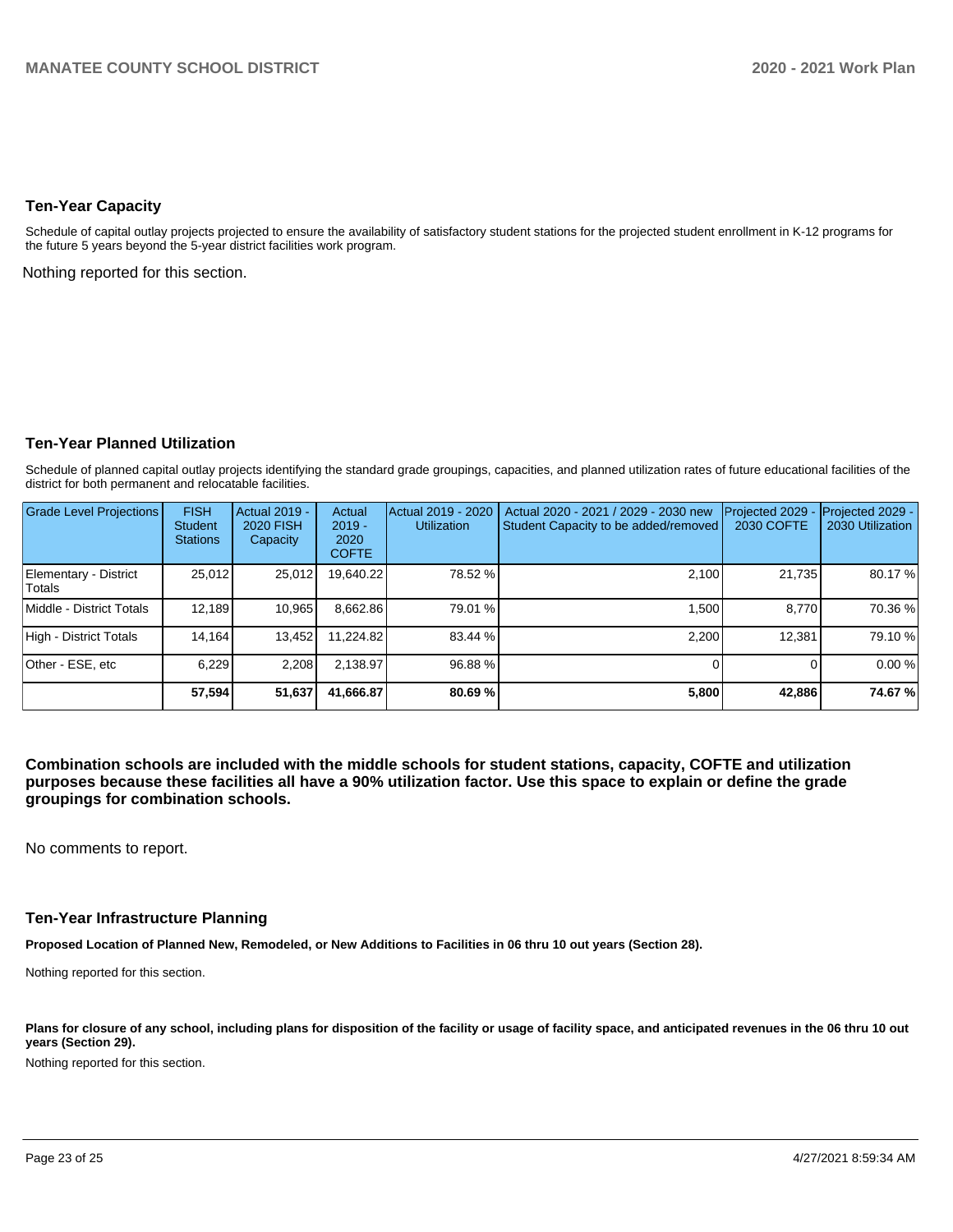## Ten-Year Capacity

Schedule of capital outlay projects projected to ensure the availability of satisfactory student stations for the projected student enrollment in K-12 programs for the future 5 years beyond the 5-year district facilities work program.

Nothing reported for this section.

## Ten-Year Planned Utilization

Schedule of planned capital outlay projects identifying the standard grade groupings, capacities, and planned utilization rates of future educational facilities of the district for both permanent and relocatable facilities.

| Grade Level Projections | FISH Student Stations | Actual 2019 - 2020 FISH Capacity | Actual 2019 - 2020 COFTE | Actual 2019 - 2020 Utilization | Actual 2020 - 2021 / 2029 - 2030 new Student Capacity to be added/removed | Projected 2029 - 2030 COFTE | Projected 2029 - 2030 Utilization |
|---|---|---|---|---|---|---|---|
| Elementary - District Totals | 25,012 | 25,012 | 19,640.22 | 78.52 % | 2,100 | 21,735 | 80.17 % |
| Middle - District Totals | 12,189 | 10,965 | 8,662.86 | 79.01 % | 1,500 | 8,770 | 70.36 % |
| High - District Totals | 14,164 | 13,452 | 11,224.82 | 83.44 % | 2,200 | 12,381 | 79.10 % |
| Other - ESE, etc | 6,229 | 2,208 | 2,138.97 | 96.88 % | 0 | 0 | 0.00 % |
| | **57,594** | **51,637** | **41,666.87** | **80.69 %** | **5,800** | **42,886** | **74.67 %** |

**Combination schools are included with the middle schools for student stations, capacity, COFTE and utilization purposes because these facilities all have a 90% utilization factor. Use this space to explain or define the grade groupings for combination schools.**

No comments to report.

## Ten-Year Infrastructure Planning

**Proposed Location of Planned New, Remodeled, or New Additions to Facilities in 06 thru 10 out years (Section 28).**

Nothing reported for this section.

**Plans for closure of any school, including plans for disposition of the facility or usage of facility space, and anticipated revenues in the 06 thru 10 out years (Section 29).**

Nothing reported for this section.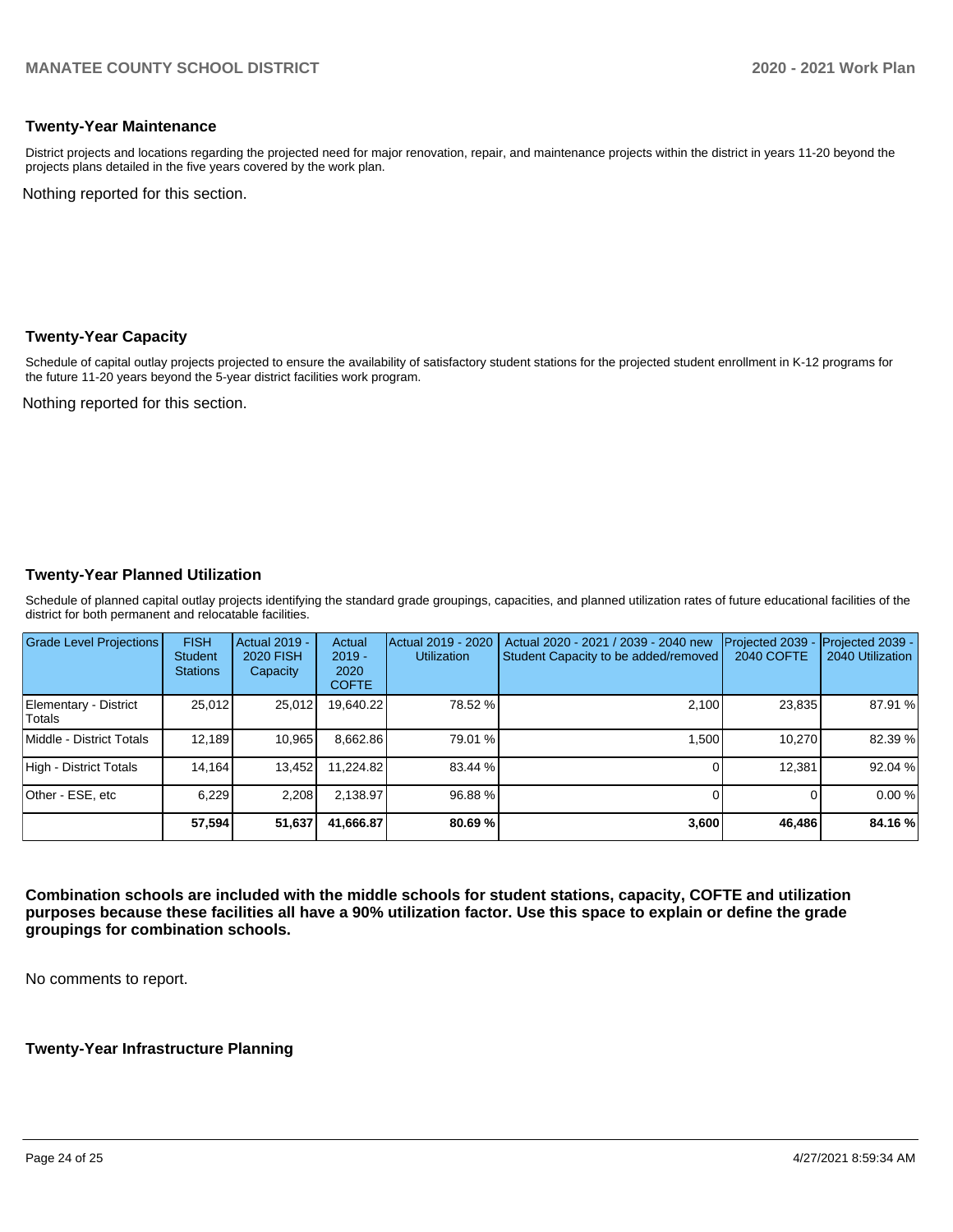### Twenty-Year Maintenance

District projects and locations regarding the projected need for major renovation, repair, and maintenance projects within the district in years 11-20 beyond the projects plans detailed in the five years covered by the work plan.

Nothing reported for this section.

### Twenty-Year Capacity

Schedule of capital outlay projects projected to ensure the availability of satisfactory student stations for the projected student enrollment in K-12 programs for the future 11-20 years beyond the 5-year district facilities work program.

Nothing reported for this section.

### Twenty-Year Planned Utilization

Schedule of planned capital outlay projects identifying the standard grade groupings, capacities, and planned utilization rates of future educational facilities of the district for both permanent and relocatable facilities.

| Grade Level Projections | FISH Student Stations | Actual 2019 - 2020 FISH Capacity | Actual 2019 - 2020 COFTE | Actual 2019 - 2020 Utilization | Actual 2020 - 2021 / 2039 - 2040 new Student Capacity to be added/removed | Projected 2039 - 2040 COFTE | Projected 2039 - 2040 Utilization |
|---|---|---|---|---|---|---|---|
| Elementary - District Totals | 25,012 | 25,012 | 19,640.22 | 78.52 % | 2,100 | 23,835 | 87.91 % |
| Middle - District Totals | 12,189 | 10,965 | 8,662.86 | 79.01 % | 1,500 | 10,270 | 82.39 % |
| High - District Totals | 14,164 | 13,452 | 11,224.82 | 83.44 % | 0 | 12,381 | 92.04 % |
| Other - ESE, etc | 6,229 | 2,208 | 2,138.97 | 96.88 % | 0 | 0 | 0.00 % |
| | **57,594** | **51,637** | **41,666.87** | **80.69 %** | **3,600** | **46,486** | **84.16 %** |

**Combination schools are included with the middle schools for student stations, capacity, COFTE and utilization purposes because these facilities all have a 90% utilization factor. Use this space to explain or define the grade groupings for combination schools.**

No comments to report.

### Twenty-Year Infrastructure Planning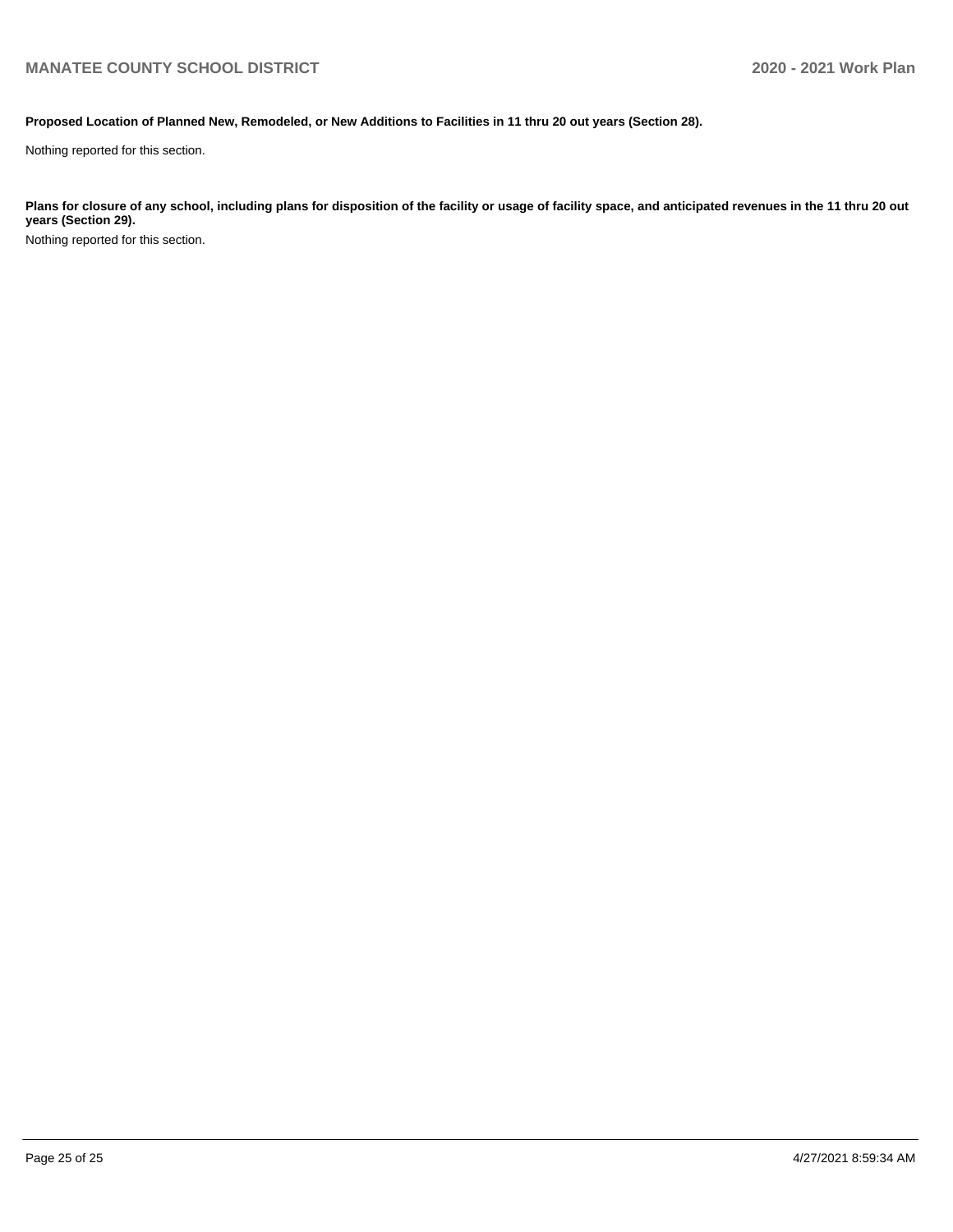**Proposed Location of Planned New, Remodeled, or New Additions to Facilities in 11 thru 20 out years (Section 28).**

Nothing reported for this section.

**Plans for closure of any school, including plans for disposition of the facility or usage of facility space, and anticipated revenues in the 11 thru 20 out years (Section 29).**

Nothing reported for this section.